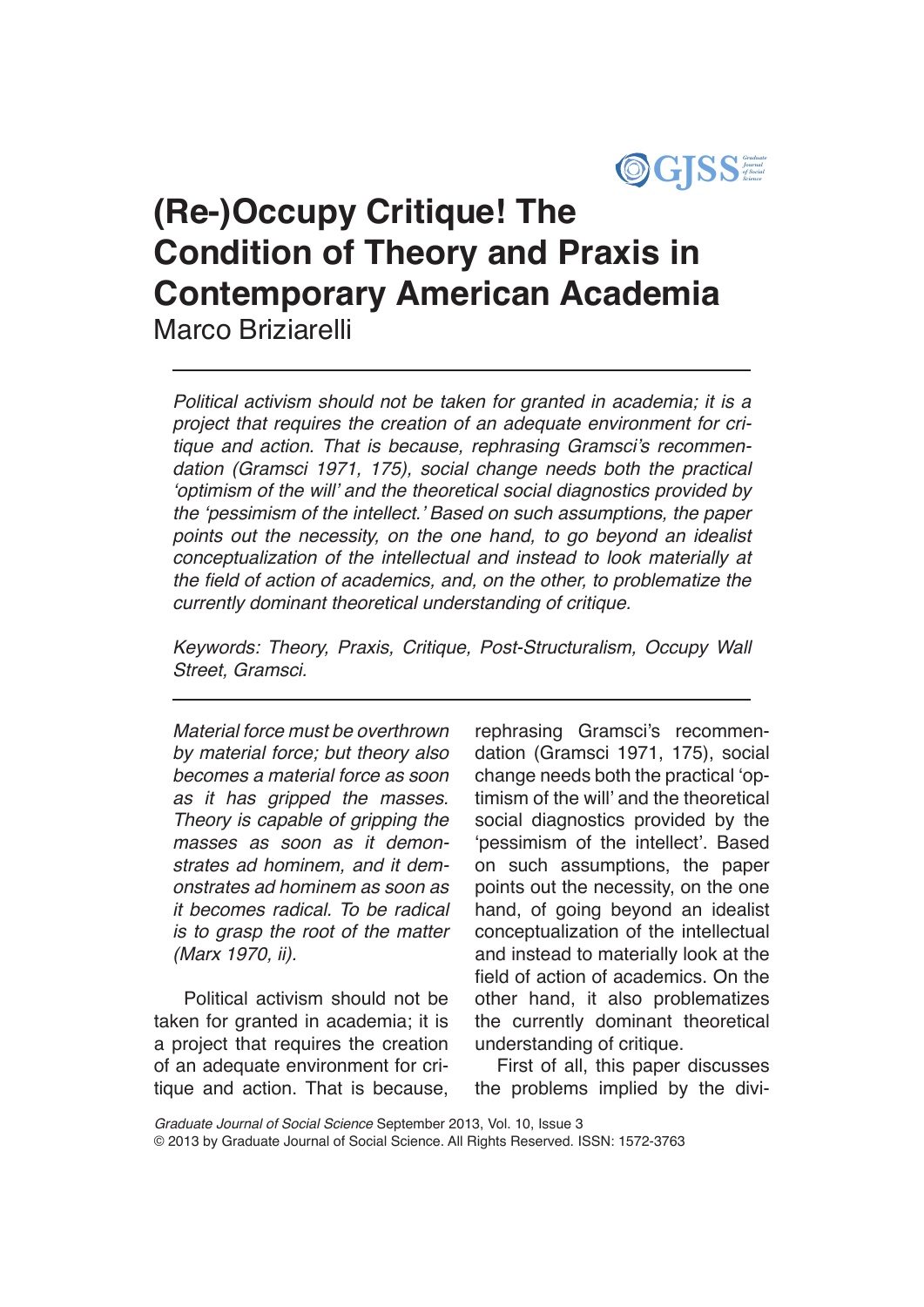# (Re-)Occupy Critique! The Condition of Theory and Praxis in Contemporary American Academia

Marco Briziarelli

*Political activism should not be taken for granted in academia; it is a project that requires the creation of an adequate environment for critique and action. That is because, rephrasing Gramsci's recommendation (Gramsci 1971, 175), social change needs both the practical 'optimism of the will' and the theoretical social diagnostics provided by the 'pessimism of the intellect.' Based on such assumptions, the paper points out the necessity, on the one hand, to go beyond an idealist conceptualization of the intellectual and instead to look materially at the field of action of academics, and, on the other, to problematize the currently dominant theoretical understanding of critique.*

*Keywords: Theory, Praxis, Critique, Post-Structuralism, Occupy Wall Street, Gramsci.*

---

*Material force must be overthrown by material force; but theory also becomes a material force as soon as it has gripped the masses. Theory is capable of gripping the masses as soon as it demonstrates ad hominem, and it demonstrates ad hominem as soon as it becomes radical. To be radical is to grasp the root of the matter (Marx 1970, ii).*

Political activism should not be taken for granted in academia; it is a project that requires the creation of an adequate environment for critique and action. That is because, rephrasing Gramsci's recommendation (Gramsci 1971, 175), social change needs both the practical 'optimism of the will' and the theoretical social diagnostics provided by the 'pessimism of the intellect'. Based on such assumptions, the paper points out the necessity, on the one hand, of going beyond an idealist conceptualization of the intellectual and instead to materially look at the field of action of academics. On the other hand, it also problematizes the currently dominant theoretical understanding of critique.

First of all, this paper discusses the problems implied by the divi-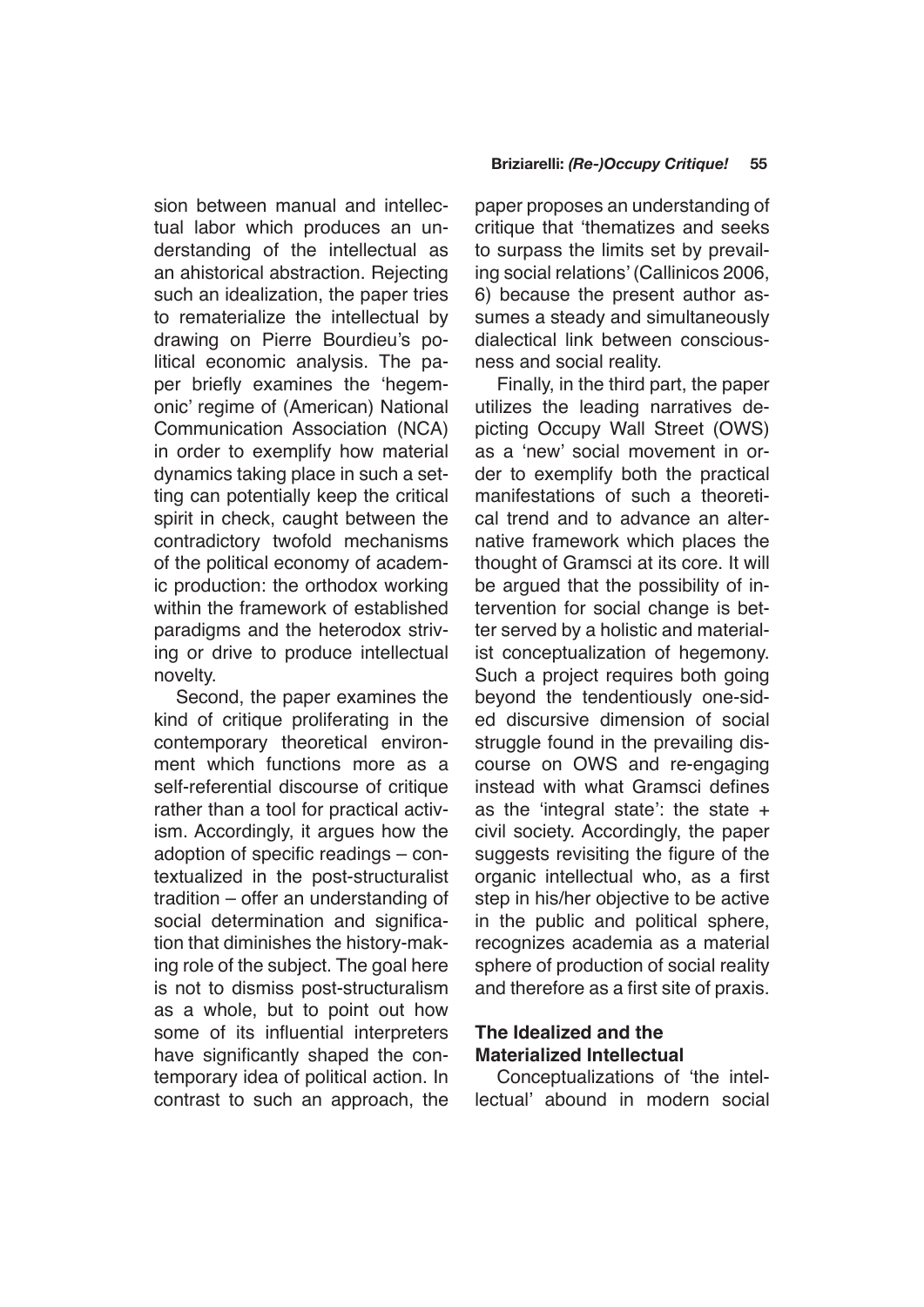sion between manual and intellectual labor which produces an understanding of the intellectual as an ahistorical abstraction. Rejecting such an idealization, the paper tries to rematerialize the intellectual by drawing on Pierre Bourdieu's political economic analysis. The paper briefly examines the 'hegemonic' regime of (American) National Communication Association (NCA) in order to exemplify how material dynamics taking place in such a setting can potentially keep the critical spirit in check, caught between the contradictory twofold mechanisms of the political economy of academic production: the orthodox working within the framework of established paradigms and the heterodox striving or drive to produce intellectual novelty.

Second, the paper examines the kind of critique proliferating in the contemporary theoretical environment which functions more as a self-referential discourse of critique rather than a tool for practical activism. Accordingly, it argues how the adoption of specific readings – contextualized in the post-structuralist tradition – offer an understanding of social determination and signification that diminishes the history-making role of the subject. The goal here is not to dismiss post-structuralism as a whole, but to point out how some of its influential interpreters have significantly shaped the contemporary idea of political action. In contrast to such an approach, the paper proposes an understanding of critique that 'thematizes and seeks to surpass the limits set by prevailing social relations' (Callinicos 2006, 6) because the present author assumes a steady and simultaneously dialectical link between consciousness and social reality.

Finally, in the third part, the paper utilizes the leading narratives depicting Occupy Wall Street (OWS) as a 'new' social movement in order to exemplify both the practical manifestations of such a theoretical trend and to advance an alternative framework which places the thought of Gramsci at its core. It will be argued that the possibility of intervention for social change is better served by a holistic and materialist conceptualization of hegemony. Such a project requires both going beyond the tendentiously one-sided discursive dimension of social struggle found in the prevailing discourse on OWS and re-engaging instead with what Gramsci defines as the 'integral state': the state + civil society. Accordingly, the paper suggests revisiting the figure of the organic intellectual who, as a first step in his/her objective to be active in the public and political sphere, recognizes academia as a material sphere of production of social reality and therefore as a first site of praxis.

## The Idealized and the Materialized Intellectual

Conceptualizations of 'the intellectual' abound in modern social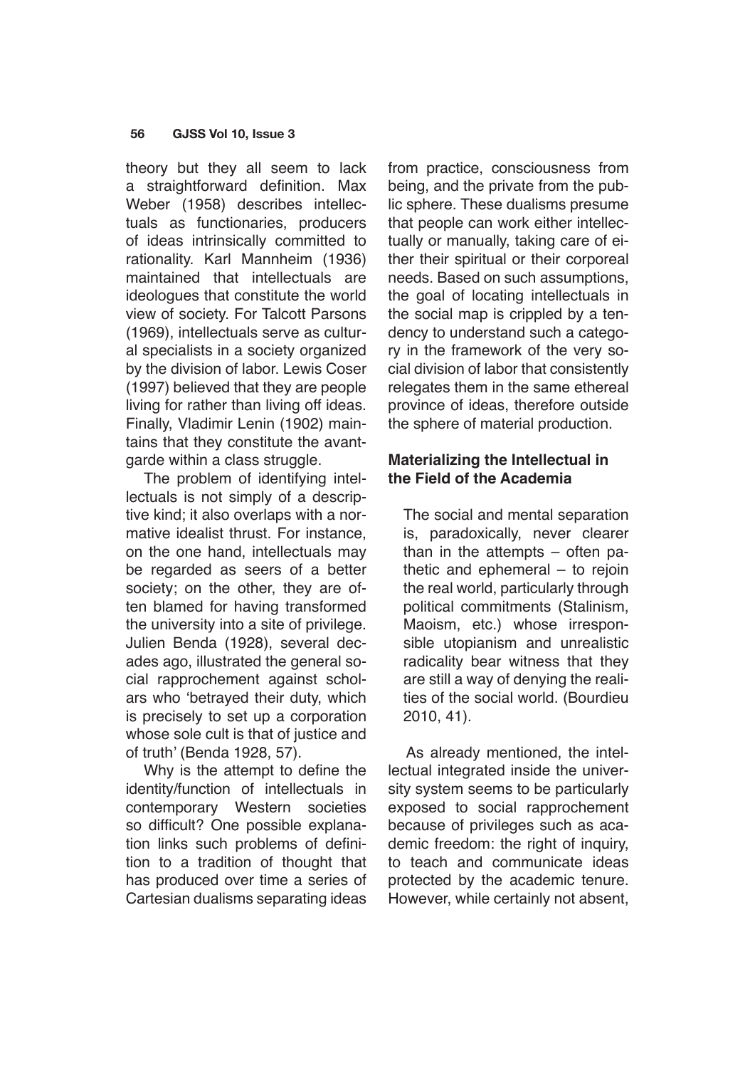theory but they all seem to lack a straightforward definition. Max Weber (1958) describes intellectuals as functionaries, producers of ideas intrinsically committed to rationality. Karl Mannheim (1936) maintained that intellectuals are ideologues that constitute the world view of society. For Talcott Parsons (1969), intellectuals serve as cultural specialists in a society organized by the division of labor. Lewis Coser (1997) believed that they are people living for rather than living off ideas. Finally, Vladimir Lenin (1902) maintains that they constitute the avant-garde within a class struggle.

The problem of identifying intellectuals is not simply of a descriptive kind; it also overlaps with a normative idealist thrust. For instance, on the one hand, intellectuals may be regarded as seers of a better society; on the other, they are often blamed for having transformed the university into a site of privilege. Julien Benda (1928), several decades ago, illustrated the general social rapprochement against scholars who 'betrayed their duty, which is precisely to set up a corporation whose sole cult is that of justice and of truth' (Benda 1928, 57).

Why is the attempt to define the identity/function of intellectuals in contemporary Western societies so difficult? One possible explanation links such problems of definition to a tradition of thought that has produced over time a series of Cartesian dualisms separating ideas from practice, consciousness from being, and the private from the public sphere. These dualisms presume that people can work either intellectually or manually, taking care of either their spiritual or their corporeal needs. Based on such assumptions, the goal of locating intellectuals in the social map is crippled by a tendency to understand such a category in the framework of the very social division of labor that consistently relegates them in the same ethereal province of ideas, therefore outside the sphere of material production.

## Materializing the Intellectual in the Field of the Academia

> The social and mental separation is, paradoxically, never clearer than in the attempts – often pathetic and ephemeral – to rejoin the real world, particularly through political commitments (Stalinism, Maoism, etc.) whose irresponsible utopianism and unrealistic radicality bear witness that they are still a way of denying the realities of the social world. (Bourdieu 2010, 41).

As already mentioned, the intellectual integrated inside the university system seems to be particularly exposed to social rapprochement because of privileges such as academic freedom: the right of inquiry, to teach and communicate ideas protected by the academic tenure. However, while certainly not absent,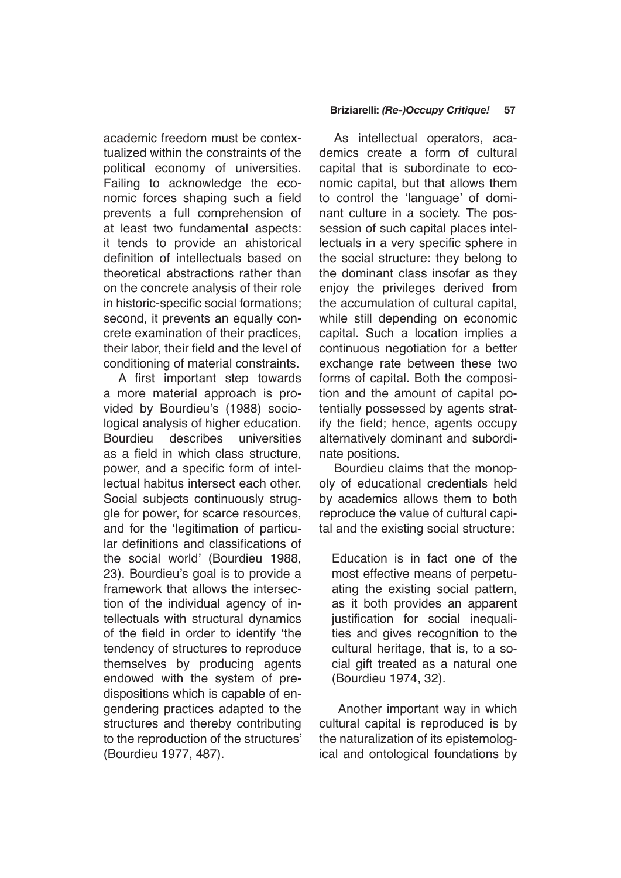academic freedom must be contextualized within the constraints of the political economy of universities. Failing to acknowledge the economic forces shaping such a field prevents a full comprehension of at least two fundamental aspects: it tends to provide an ahistorical definition of intellectuals based on theoretical abstractions rather than on the concrete analysis of their role in historic-specific social formations; second, it prevents an equally concrete examination of their practices, their labor, their field and the level of conditioning of material constraints.

A first important step towards a more material approach is provided by Bourdieu's (1988) sociological analysis of higher education. Bourdieu describes universities as a field in which class structure, power, and a specific form of intellectual habitus intersect each other. Social subjects continuously struggle for power, for scarce resources, and for the 'legitimation of particular definitions and classifications of the social world' (Bourdieu 1988, 23). Bourdieu's goal is to provide a framework that allows the intersection of the individual agency of intellectuals with structural dynamics of the field in order to identify 'the tendency of structures to reproduce themselves by producing agents endowed with the system of predispositions which is capable of engendering practices adapted to the structures and thereby contributing to the reproduction of the structures' (Bourdieu 1977, 487).

As intellectual operators, academics create a form of cultural capital that is subordinate to economic capital, but that allows them to control the 'language' of dominant culture in a society. The possession of such capital places intellectuals in a very specific sphere in the social structure: they belong to the dominant class insofar as they enjoy the privileges derived from the accumulation of cultural capital, while still depending on economic capital. Such a location implies a continuous negotiation for a better exchange rate between these two forms of capital. Both the composition and the amount of capital potentially possessed by agents stratify the field; hence, agents occupy alternatively dominant and subordinate positions.

Bourdieu claims that the monopoly of educational credentials held by academics allows them to both reproduce the value of cultural capital and the existing social structure:

> Education is in fact one of the most effective means of perpetuating the existing social pattern, as it both provides an apparent justification for social inequalities and gives recognition to the cultural heritage, that is, to a social gift treated as a natural one (Bourdieu 1974, 32).

Another important way in which cultural capital is reproduced is by the naturalization of its epistemological and ontological foundations by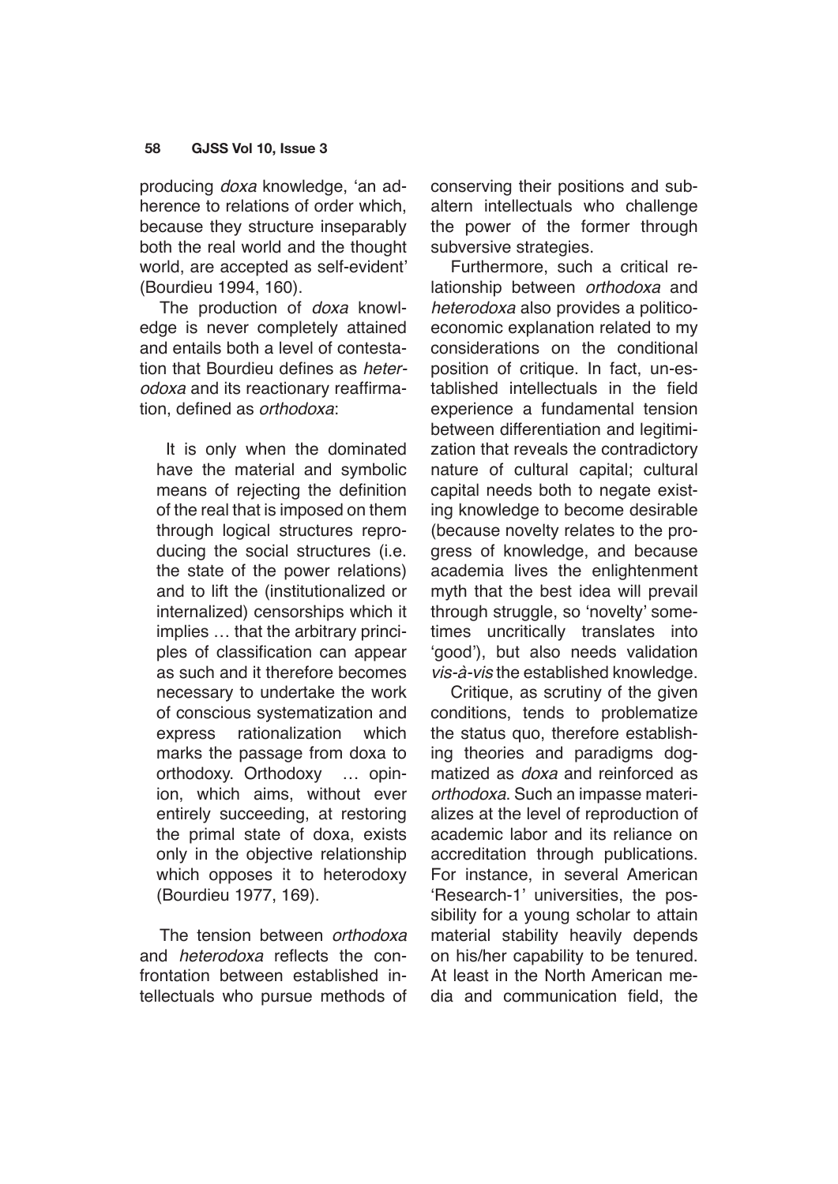producing *doxa* knowledge, 'an adherence to relations of order which, because they structure inseparably both the real world and the thought world, are accepted as self-evident' (Bourdieu 1994, 160).

The production of *doxa* knowledge is never completely attained and entails both a level of contestation that Bourdieu defines as *heterodoxa* and its reactionary reaffirmation, defined as *orthodoxa*:

> It is only when the dominated have the material and symbolic means of rejecting the definition of the real that is imposed on them through logical structures reproducing the social structures (i.e. the state of the power relations) and to lift the (institutionalized or internalized) censorships which it implies … that the arbitrary principles of classification can appear as such and it therefore becomes necessary to undertake the work of conscious systematization and express rationalization which marks the passage from doxa to orthodoxy. Orthodoxy … opinion, which aims, without ever entirely succeeding, at restoring the primal state of doxa, exists only in the objective relationship which opposes it to heterodoxy (Bourdieu 1977, 169).

The tension between *orthodoxa* and *heterodoxa* reflects the confrontation between established intellectuals who pursue methods of conserving their positions and subaltern intellectuals who challenge the power of the former through subversive strategies.

Furthermore, such a critical relationship between *orthodoxa* and *heterodoxa* also provides a politicoeconomic explanation related to my considerations on the conditional position of critique. In fact, un-established intellectuals in the field experience a fundamental tension between differentiation and legitimization that reveals the contradictory nature of cultural capital; cultural capital needs both to negate existing knowledge to become desirable (because novelty relates to the progress of knowledge, and because academia lives the enlightenment myth that the best idea will prevail through struggle, so 'novelty' sometimes uncritically translates into 'good'), but also needs validation *vis-à-vis* the established knowledge.

Critique, as scrutiny of the given conditions, tends to problematize the status quo, therefore establishing theories and paradigms dogmatized as *doxa* and reinforced as *orthodoxa*. Such an impasse materializes at the level of reproduction of academic labor and its reliance on accreditation through publications. For instance, in several American 'Research-1' universities, the possibility for a young scholar to attain material stability heavily depends on his/her capability to be tenured. At least in the North American media and communication field, the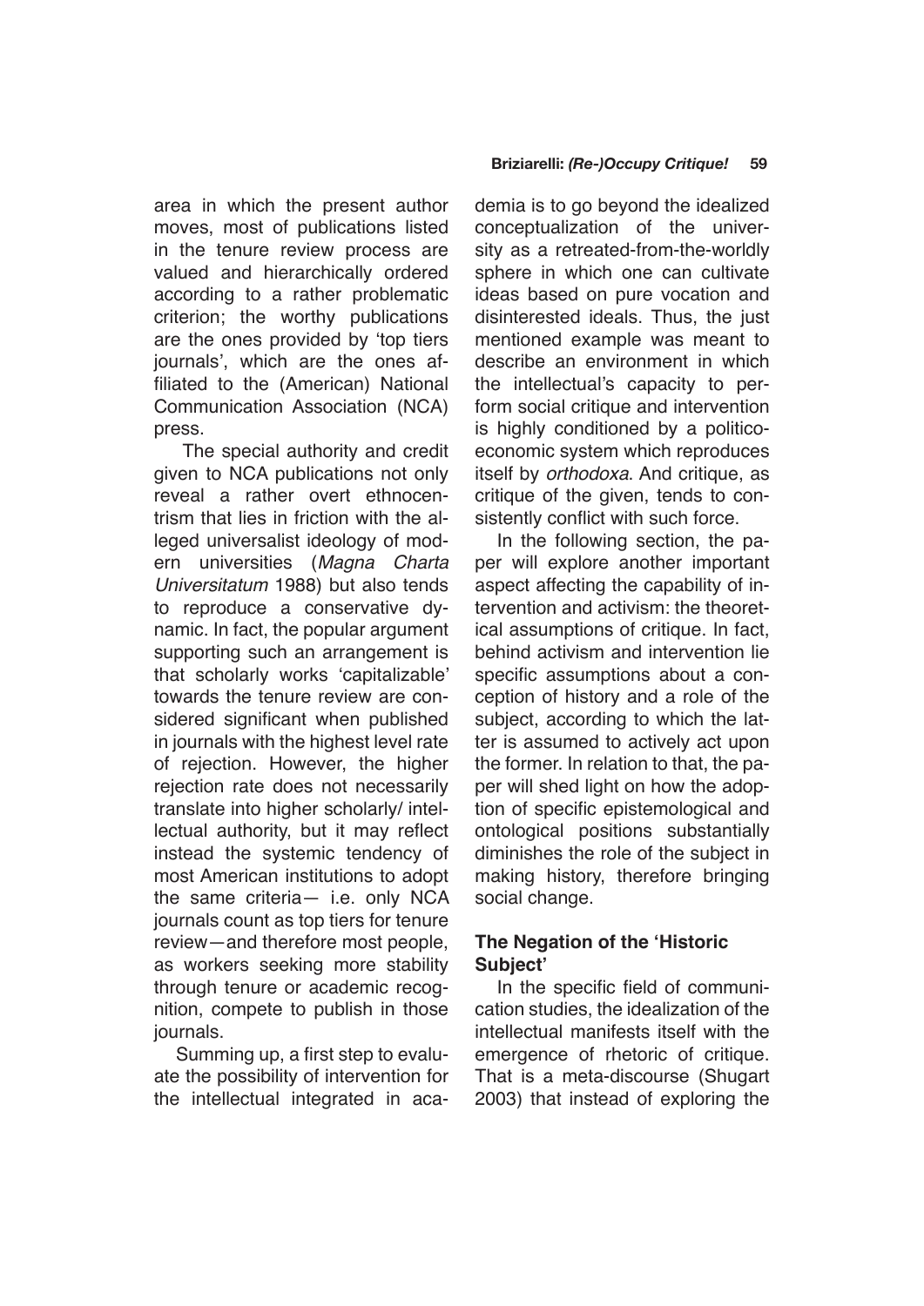area in which the present author moves, most of publications listed in the tenure review process are valued and hierarchically ordered according to a rather problematic criterion; the worthy publications are the ones provided by 'top tiers journals', which are the ones affiliated to the (American) National Communication Association (NCA) press.

The special authority and credit given to NCA publications not only reveal a rather overt ethnocentrism that lies in friction with the alleged universalist ideology of modern universities (*Magna Charta Universitatum* 1988) but also tends to reproduce a conservative dynamic. In fact, the popular argument supporting such an arrangement is that scholarly works 'capitalizable' towards the tenure review are considered significant when published in journals with the highest level rate of rejection. However, the higher rejection rate does not necessarily translate into higher scholarly/ intellectual authority, but it may reflect instead the systemic tendency of most American institutions to adopt the same criteria— i.e. only NCA journals count as top tiers for tenure review—and therefore most people, as workers seeking more stability through tenure or academic recognition, compete to publish in those journals.

Summing up, a first step to evaluate the possibility of intervention for the intellectual integrated in academia is to go beyond the idealized conceptualization of the university as a retreated-from-the-worldly sphere in which one can cultivate ideas based on pure vocation and disinterested ideals. Thus, the just mentioned example was meant to describe an environment in which the intellectual's capacity to perform social critique and intervention is highly conditioned by a politicoeconomic system which reproduces itself by *orthodoxa*. And critique, as critique of the given, tends to consistently conflict with such force.

In the following section, the paper will explore another important aspect affecting the capability of intervention and activism: the theoretical assumptions of critique. In fact, behind activism and intervention lie specific assumptions about a conception of history and a role of the subject, according to which the latter is assumed to actively act upon the former. In relation to that, the paper will shed light on how the adoption of specific epistemological and ontological positions substantially diminishes the role of the subject in making history, therefore bringing social change.

## The Negation of the 'Historic Subject'

In the specific field of communication studies, the idealization of the intellectual manifests itself with the emergence of rhetoric of critique. That is a meta-discourse (Shugart 2003) that instead of exploring the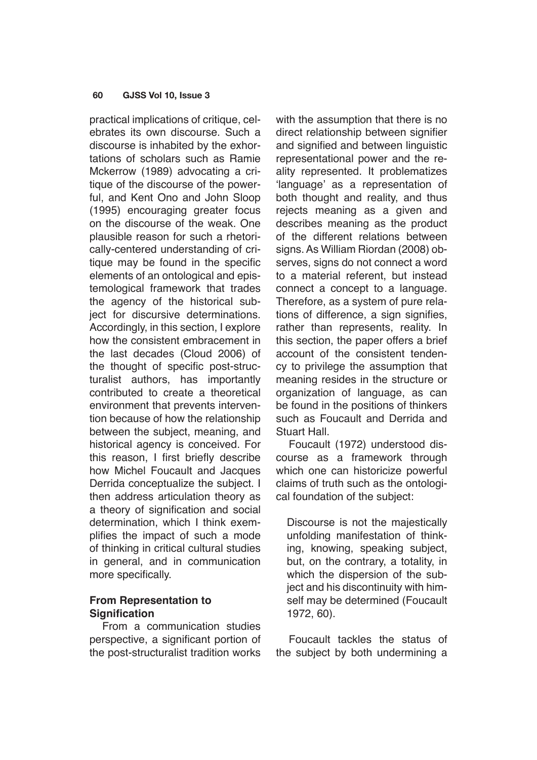practical implications of critique, celebrates its own discourse. Such a discourse is inhabited by the exhortations of scholars such as Ramie Mckerrow (1989) advocating a critique of the discourse of the powerful, and Kent Ono and John Sloop (1995) encouraging greater focus on the discourse of the weak. One plausible reason for such a rhetorically-centered understanding of critique may be found in the specific elements of an ontological and epistemological framework that trades the agency of the historical subject for discursive determinations. Accordingly, in this section, I explore how the consistent embracement in the last decades (Cloud 2006) of the thought of specific post-structuralist authors, has importantly contributed to create a theoretical environment that prevents intervention because of how the relationship between the subject, meaning, and historical agency is conceived. For this reason, I first briefly describe how Michel Foucault and Jacques Derrida conceptualize the subject. I then address articulation theory as a theory of signification and social determination, which I think exemplifies the impact of such a mode of thinking in critical cultural studies in general, and in communication more specifically.

### From Representation to Signification

From a communication studies perspective, a significant portion of the post-structuralist tradition works with the assumption that there is no direct relationship between signifier and signified and between linguistic representational power and the reality represented. It problematizes 'language' as a representation of both thought and reality, and thus rejects meaning as a given and describes meaning as the product of the different relations between signs. As William Riordan (2008) observes, signs do not connect a word to a material referent, but instead connect a concept to a language. Therefore, as a system of pure relations of difference, a sign signifies, rather than represents, reality. In this section, the paper offers a brief account of the consistent tendency to privilege the assumption that meaning resides in the structure or organization of language, as can be found in the positions of thinkers such as Foucault and Derrida and Stuart Hall.

Foucault (1972) understood discourse as a framework through which one can historicize powerful claims of truth such as the ontological foundation of the subject:

> Discourse is not the majestically unfolding manifestation of thinking, knowing, speaking subject, but, on the contrary, a totality, in which the dispersion of the subject and his discontinuity with himself may be determined (Foucault 1972, 60).

Foucault tackles the status of the subject by both undermining a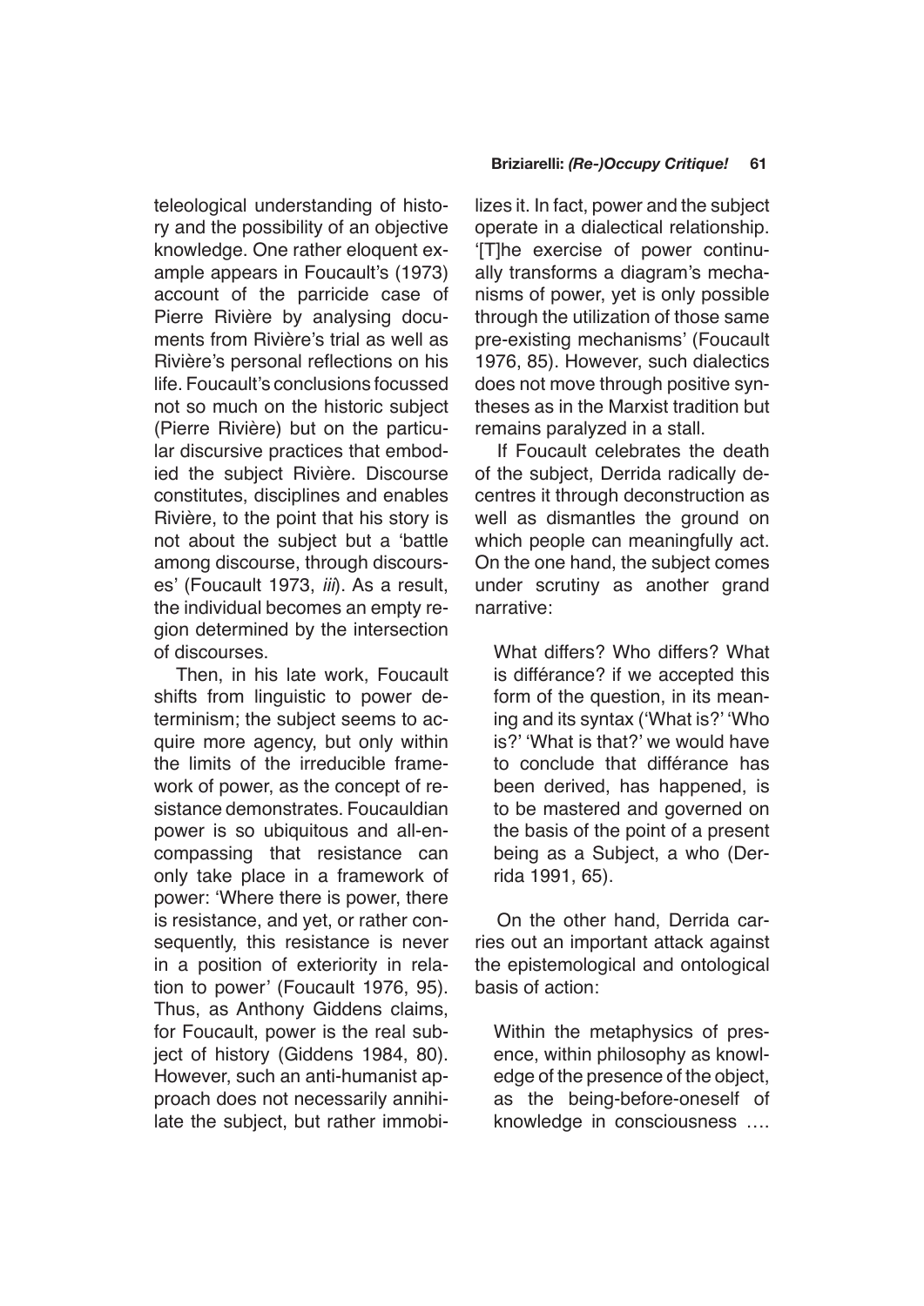teleological understanding of history and the possibility of an objective knowledge. One rather eloquent example appears in Foucault's (1973) account of the parricide case of Pierre Rivière by analysing documents from Rivière's trial as well as Rivière's personal reflections on his life. Foucault's conclusions focussed not so much on the historic subject (Pierre Rivière) but on the particular discursive practices that embodied the subject Rivière. Discourse constitutes, disciplines and enables Rivière, to the point that his story is not about the subject but a 'battle among discourse, through discourses' (Foucault 1973, *iii*). As a result, the individual becomes an empty region determined by the intersection of discourses.

Then, in his late work, Foucault shifts from linguistic to power determinism; the subject seems to acquire more agency, but only within the limits of the irreducible framework of power, as the concept of resistance demonstrates. Foucauldian power is so ubiquitous and all-encompassing that resistance can only take place in a framework of power: 'Where there is power, there is resistance, and yet, or rather consequently, this resistance is never in a position of exteriority in relation to power' (Foucault 1976, 95). Thus, as Anthony Giddens claims, for Foucault, power is the real subject of history (Giddens 1984, 80). However, such an anti-humanist approach does not necessarily annihilate the subject, but rather immobilizes it. In fact, power and the subject operate in a dialectical relationship. '[T]he exercise of power continually transforms a diagram's mechanisms of power, yet is only possible through the utilization of those same pre-existing mechanisms' (Foucault 1976, 85). However, such dialectics does not move through positive syntheses as in the Marxist tradition but remains paralyzed in a stall.

If Foucault celebrates the death of the subject, Derrida radically decentres it through deconstruction as well as dismantles the ground on which people can meaningfully act. On the one hand, the subject comes under scrutiny as another grand narrative:

> What differs? Who differs? What is différance? if we accepted this form of the question, in its meaning and its syntax ('What is?' 'Who is?' 'What is that?' we would have to conclude that différance has been derived, has happened, is to be mastered and governed on the basis of the point of a present being as a Subject, a who (Derrida 1991, 65).

On the other hand, Derrida carries out an important attack against the epistemological and ontological basis of action:

> Within the metaphysics of presence, within philosophy as knowledge of the presence of the object, as the being-before-oneself of knowledge in consciousness ….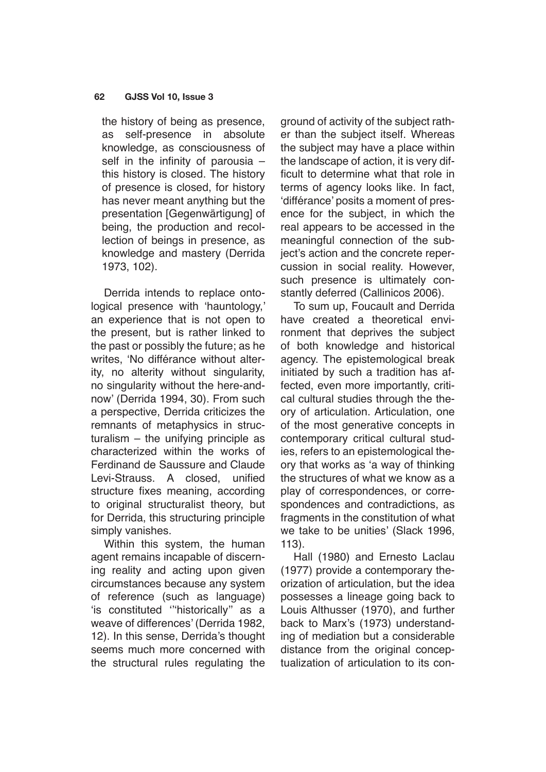> the history of being as presence, as self-presence in absolute knowledge, as consciousness of self in the infinity of parousia – this history is closed. The history of presence is closed, for history has never meant anything but the presentation [Gegenwärtigung] of being, the production and recollection of beings in presence, as knowledge and mastery (Derrida 1973, 102).

Derrida intends to replace ontological presence with 'hauntology,' an experience that is not open to the present, but is rather linked to the past or possibly the future; as he writes, 'No différance without alterity, no alterity without singularity, no singularity without the here-and-now' (Derrida 1994, 30). From such a perspective, Derrida criticizes the remnants of metaphysics in structuralism – the unifying principle as characterized within the works of Ferdinand de Saussure and Claude Levi-Strauss. A closed, unified structure fixes meaning, according to original structuralist theory, but for Derrida, this structuring principle simply vanishes.

Within this system, the human agent remains incapable of discerning reality and acting upon given circumstances because any system of reference (such as language) 'is constituted '"historically" as a weave of differences' (Derrida 1982, 12). In this sense, Derrida's thought seems much more concerned with the structural rules regulating the ground of activity of the subject rather than the subject itself. Whereas the subject may have a place within the landscape of action, it is very difficult to determine what that role in terms of agency looks like. In fact, 'différance' posits a moment of presence for the subject, in which the real appears to be accessed in the meaningful connection of the subject's action and the concrete repercussion in social reality. However, such presence is ultimately constantly deferred (Callinicos 2006).

To sum up, Foucault and Derrida have created a theoretical environment that deprives the subject of both knowledge and historical agency. The epistemological break initiated by such a tradition has affected, even more importantly, critical cultural studies through the theory of articulation. Articulation, one of the most generative concepts in contemporary critical cultural studies, refers to an epistemological theory that works as 'a way of thinking the structures of what we know as a play of correspondences, or correspondences and contradictions, as fragments in the constitution of what we take to be unities' (Slack 1996, 113).

Hall (1980) and Ernesto Laclau (1977) provide a contemporary theorization of articulation, but the idea possesses a lineage going back to Louis Althusser (1970), and further back to Marx's (1973) understanding of mediation but a considerable distance from the original conceptualization of articulation to its con-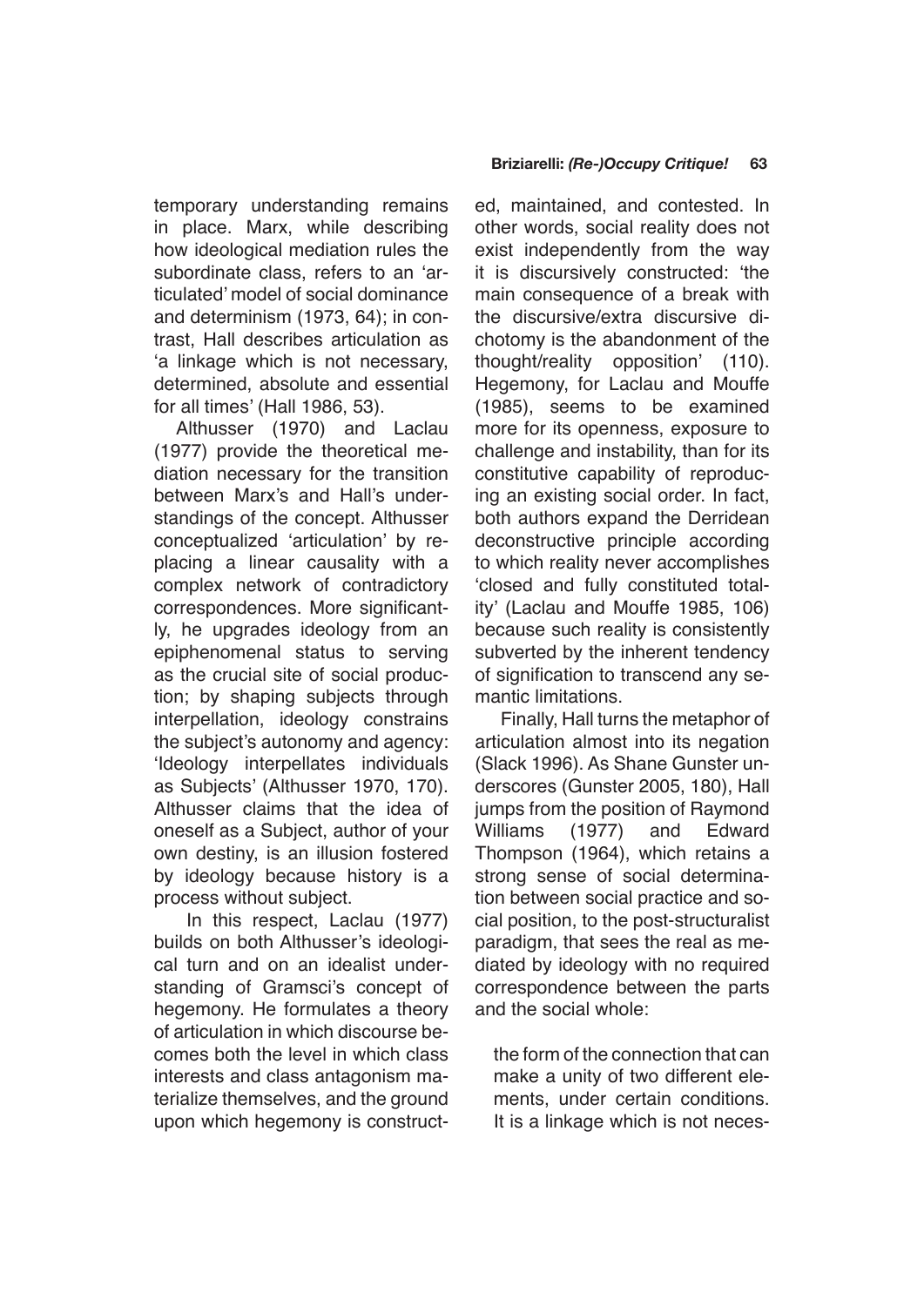temporary understanding remains in place. Marx, while describing how ideological mediation rules the subordinate class, refers to an 'articulated' model of social dominance and determinism (1973, 64); in contrast, Hall describes articulation as 'a linkage which is not necessary, determined, absolute and essential for all times' (Hall 1986, 53).

Althusser (1970) and Laclau (1977) provide the theoretical mediation necessary for the transition between Marx's and Hall's understandings of the concept. Althusser conceptualized 'articulation' by replacing a linear causality with a complex network of contradictory correspondences. More significantly, he upgrades ideology from an epiphenomenal status to serving as the crucial site of social production; by shaping subjects through interpellation, ideology constrains the subject's autonomy and agency: 'Ideology interpellates individuals as Subjects' (Althusser 1970, 170). Althusser claims that the idea of oneself as a Subject, author of your own destiny, is an illusion fostered by ideology because history is a process without subject.

In this respect, Laclau (1977) builds on both Althusser's ideological turn and on an idealist understanding of Gramsci's concept of hegemony. He formulates a theory of articulation in which discourse becomes both the level in which class interests and class antagonism materialize themselves, and the ground upon which hegemony is constructed, maintained, and contested. In other words, social reality does not exist independently from the way it is discursively constructed: 'the main consequence of a break with the discursive/extra discursive dichotomy is the abandonment of the thought/reality opposition' (110). Hegemony, for Laclau and Mouffe (1985), seems to be examined more for its openness, exposure to challenge and instability, than for its constitutive capability of reproducing an existing social order. In fact, both authors expand the Derridean deconstructive principle according to which reality never accomplishes 'closed and fully constituted totality' (Laclau and Mouffe 1985, 106) because such reality is consistently subverted by the inherent tendency of signification to transcend any semantic limitations.

Finally, Hall turns the metaphor of articulation almost into its negation (Slack 1996). As Shane Gunster underscores (Gunster 2005, 180), Hall jumps from the position of Raymond Williams (1977) and Edward Thompson (1964), which retains a strong sense of social determination between social practice and social position, to the post-structuralist paradigm, that sees the real as mediated by ideology with no required correspondence between the parts and the social whole:

> the form of the connection that can make a unity of two different elements, under certain conditions. It is a linkage which is not neces-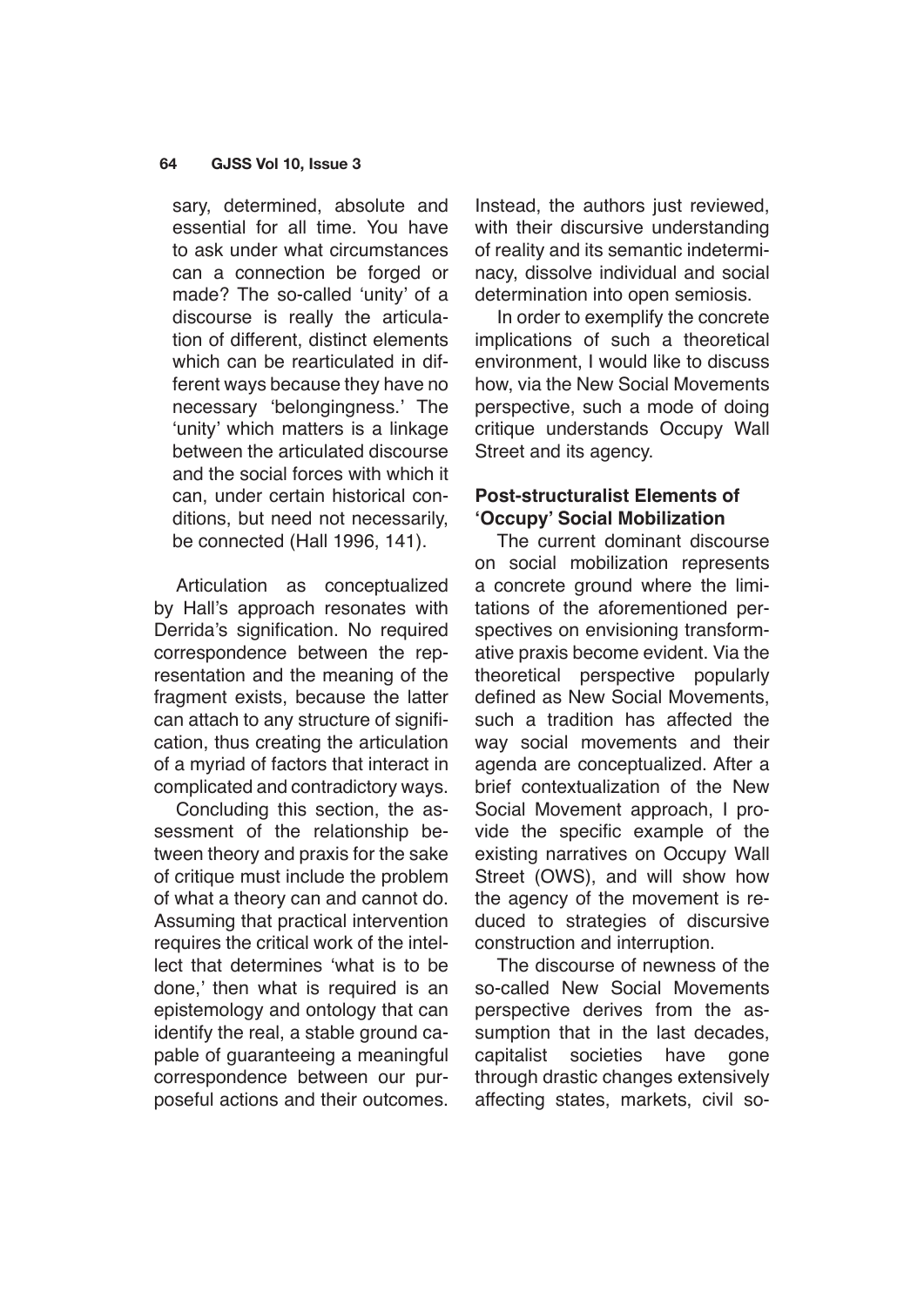> sary, determined, absolute and essential for all time. You have to ask under what circumstances can a connection be forged or made? The so-called 'unity' of a discourse is really the articulation of different, distinct elements which can be rearticulated in different ways because they have no necessary 'belongingness.' The 'unity' which matters is a linkage between the articulated discourse and the social forces with which it can, under certain historical conditions, but need not necessarily, be connected (Hall 1996, 141).

Articulation as conceptualized by Hall's approach resonates with Derrida's signification. No required correspondence between the representation and the meaning of the fragment exists, because the latter can attach to any structure of signification, thus creating the articulation of a myriad of factors that interact in complicated and contradictory ways.

Concluding this section, the assessment of the relationship between theory and praxis for the sake of critique must include the problem of what a theory can and cannot do. Assuming that practical intervention requires the critical work of the intellect that determines 'what is to be done,' then what is required is an epistemology and ontology that can identify the real, a stable ground capable of guaranteeing a meaningful correspondence between our purposeful actions and their outcomes. Instead, the authors just reviewed, with their discursive understanding of reality and its semantic indeterminacy, dissolve individual and social determination into open semiosis.

In order to exemplify the concrete implications of such a theoretical environment, I would like to discuss how, via the New Social Movements perspective, such a mode of doing critique understands Occupy Wall Street and its agency.

## Post-structuralist Elements of 'Occupy' Social Mobilization

The current dominant discourse on social mobilization represents a concrete ground where the limitations of the aforementioned perspectives on envisioning transformative praxis become evident. Via the theoretical perspective popularly defined as New Social Movements, such a tradition has affected the way social movements and their agenda are conceptualized. After a brief contextualization of the New Social Movement approach, I provide the specific example of the existing narratives on Occupy Wall Street (OWS), and will show how the agency of the movement is reduced to strategies of discursive construction and interruption.

The discourse of newness of the so-called New Social Movements perspective derives from the assumption that in the last decades, capitalist societies have gone through drastic changes extensively affecting states, markets, civil so-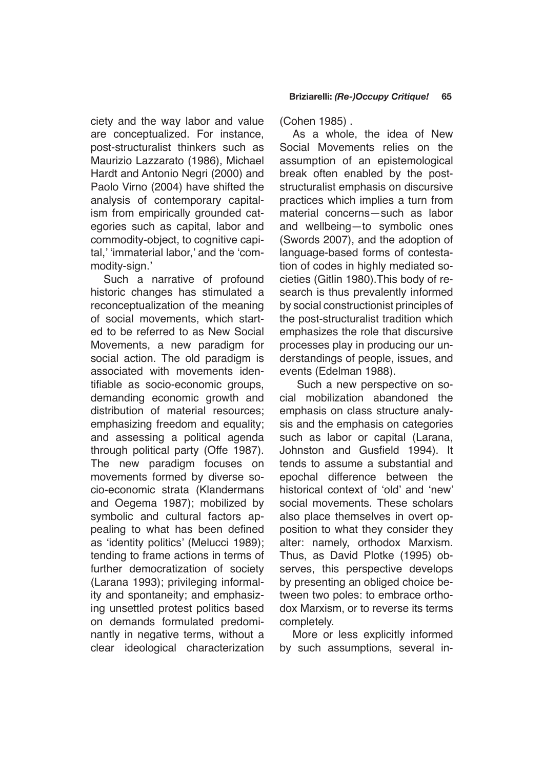ciety and the way labor and value are conceptualized. For instance, post-structuralist thinkers such as Maurizio Lazzarato (1986), Michael Hardt and Antonio Negri (2000) and Paolo Virno (2004) have shifted the analysis of contemporary capitalism from empirically grounded categories such as capital, labor and commodity-object, to cognitive capital,' 'immaterial labor,' and the 'commodity-sign.'

Such a narrative of profound historic changes has stimulated a reconceptualization of the meaning of social movements, which started to be referred to as New Social Movements, a new paradigm for social action. The old paradigm is associated with movements identifiable as socio-economic groups, demanding economic growth and distribution of material resources; emphasizing freedom and equality; and assessing a political agenda through political party (Offe 1987). The new paradigm focuses on movements formed by diverse socio-economic strata (Klandermans and Oegema 1987); mobilized by symbolic and cultural factors appealing to what has been defined as 'identity politics' (Melucci 1989); tending to frame actions in terms of further democratization of society (Larana 1993); privileging informality and spontaneity; and emphasizing unsettled protest politics based on demands formulated predominantly in negative terms, without a clear ideological characterization (Cohen 1985) .

As a whole, the idea of New Social Movements relies on the assumption of an epistemological break often enabled by the post-structuralist emphasis on discursive practices which implies a turn from material concerns—such as labor and wellbeing—to symbolic ones (Swords 2007), and the adoption of language-based forms of contestation of codes in highly mediated societies (Gitlin 1980).This body of research is thus prevalently informed by social constructionist principles of the post-structuralist tradition which emphasizes the role that discursive processes play in producing our understandings of people, issues, and events (Edelman 1988).

Such a new perspective on social mobilization abandoned the emphasis on class structure analysis and the emphasis on categories such as labor or capital (Larana, Johnston and Gusfield 1994). It tends to assume a substantial and epochal difference between the historical context of 'old' and 'new' social movements. These scholars also place themselves in overt opposition to what they consider they alter: namely, orthodox Marxism. Thus, as David Plotke (1995) observes, this perspective develops by presenting an obliged choice between two poles: to embrace orthodox Marxism, or to reverse its terms completely.

More or less explicitly informed by such assumptions, several in-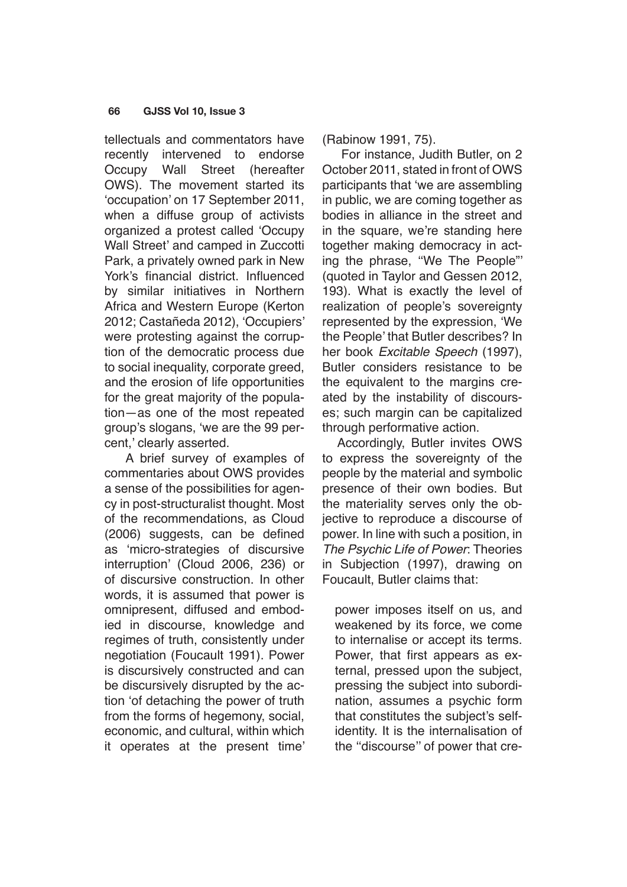tellectuals and commentators have recently intervened to endorse Occupy Wall Street (hereafter OWS). The movement started its 'occupation' on 17 September 2011, when a diffuse group of activists organized a protest called 'Occupy Wall Street' and camped in Zuccotti Park, a privately owned park in New York's financial district. Influenced by similar initiatives in Northern Africa and Western Europe (Kerton 2012; Castañeda 2012), 'Occupiers' were protesting against the corruption of the democratic process due to social inequality, corporate greed, and the erosion of life opportunities for the great majority of the population—as one of the most repeated group's slogans, 'we are the 99 percent,' clearly asserted.

A brief survey of examples of commentaries about OWS provides a sense of the possibilities for agency in post-structuralist thought. Most of the recommendations, as Cloud (2006) suggests, can be defined as 'micro-strategies of discursive interruption' (Cloud 2006, 236) or of discursive construction. In other words, it is assumed that power is omnipresent, diffused and embodied in discourse, knowledge and regimes of truth, consistently under negotiation (Foucault 1991). Power is discursively constructed and can be discursively disrupted by the action 'of detaching the power of truth from the forms of hegemony, social, economic, and cultural, within which it operates at the present time' (Rabinow 1991, 75).

For instance, Judith Butler, on 2 October 2011, stated in front of OWS participants that 'we are assembling in public, we are coming together as bodies in alliance in the street and in the square, we're standing here together making democracy in acting the phrase, "We The People"' (quoted in Taylor and Gessen 2012, 193). What is exactly the level of realization of people's sovereignty represented by the expression, 'We the People' that Butler describes? In her book *Excitable Speech* (1997), Butler considers resistance to be the equivalent to the margins created by the instability of discourses; such margin can be capitalized through performative action.

Accordingly, Butler invites OWS to express the sovereignty of the people by the material and symbolic presence of their own bodies. But the materiality serves only the objective to reproduce a discourse of power. In line with such a position, in *The Psychic Life of Power*: Theories in Subjection (1997), drawing on Foucault, Butler claims that:

> power imposes itself on us, and weakened by its force, we come to internalise or accept its terms. Power, that first appears as external, pressed upon the subject, pressing the subject into subordination, assumes a psychic form that constitutes the subject's self-identity. It is the internalisation of the "discourse" of power that cre-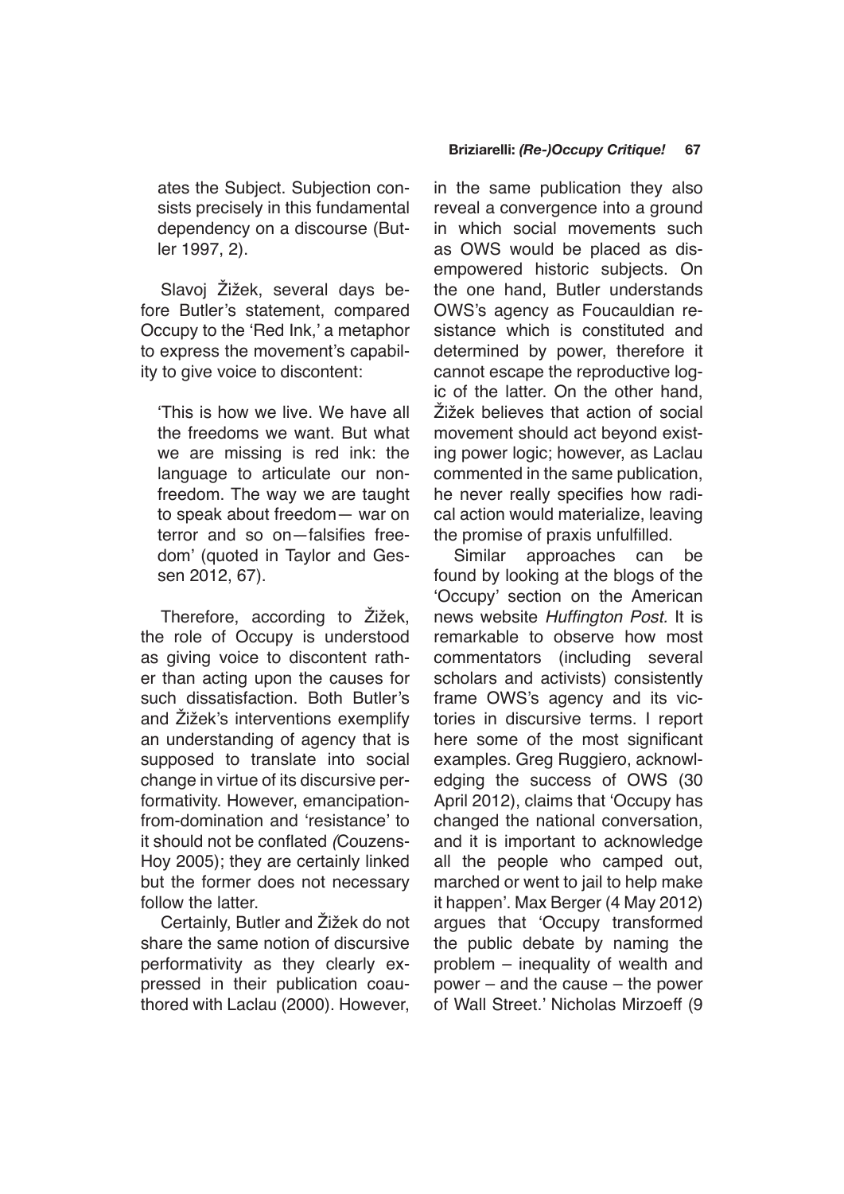ates the Subject. Subjection consists precisely in this fundamental dependency on a discourse (Butler 1997, 2).

Slavoj Žižek, several days before Butler's statement, compared Occupy to the 'Red Ink,' a metaphor to express the movement's capability to give voice to discontent:

> 'This is how we live. We have all the freedoms we want. But what we are missing is red ink: the language to articulate our nonfreedom. The way we are taught to speak about freedom— war on terror and so on—falsifies freedom' (quoted in Taylor and Gessen 2012, 67).

Therefore, according to Žižek, the role of Occupy is understood as giving voice to discontent rather than acting upon the causes for such dissatisfaction. Both Butler's and Žižek's interventions exemplify an understanding of agency that is supposed to translate into social change in virtue of its discursive performativity. However, emancipation-from-domination and 'resistance' to it should not be conflated (Couzens-Hoy 2005); they are certainly linked but the former does not necessary follow the latter.

Certainly, Butler and Žižek do not share the same notion of discursive performativity as they clearly expressed in their publication coauthored with Laclau (2000). However, in the same publication they also reveal a convergence into a ground in which social movements such as OWS would be placed as disempowered historic subjects. On the one hand, Butler understands OWS's agency as Foucauldian resistance which is constituted and determined by power, therefore it cannot escape the reproductive logic of the latter. On the other hand, Žižek believes that action of social movement should act beyond existing power logic; however, as Laclau commented in the same publication, he never really specifies how radical action would materialize, leaving the promise of praxis unfulfilled.

Similar approaches can be found by looking at the blogs of the 'Occupy' section on the American news website *Huffington Post.* It is remarkable to observe how most commentators (including several scholars and activists) consistently frame OWS's agency and its victories in discursive terms. I report here some of the most significant examples. Greg Ruggiero, acknowledging the success of OWS (30 April 2012), claims that 'Occupy has changed the national conversation, and it is important to acknowledge all the people who camped out, marched or went to jail to help make it happen'. Max Berger (4 May 2012) argues that 'Occupy transformed the public debate by naming the problem – inequality of wealth and power – and the cause – the power of Wall Street.' Nicholas Mirzoeff (9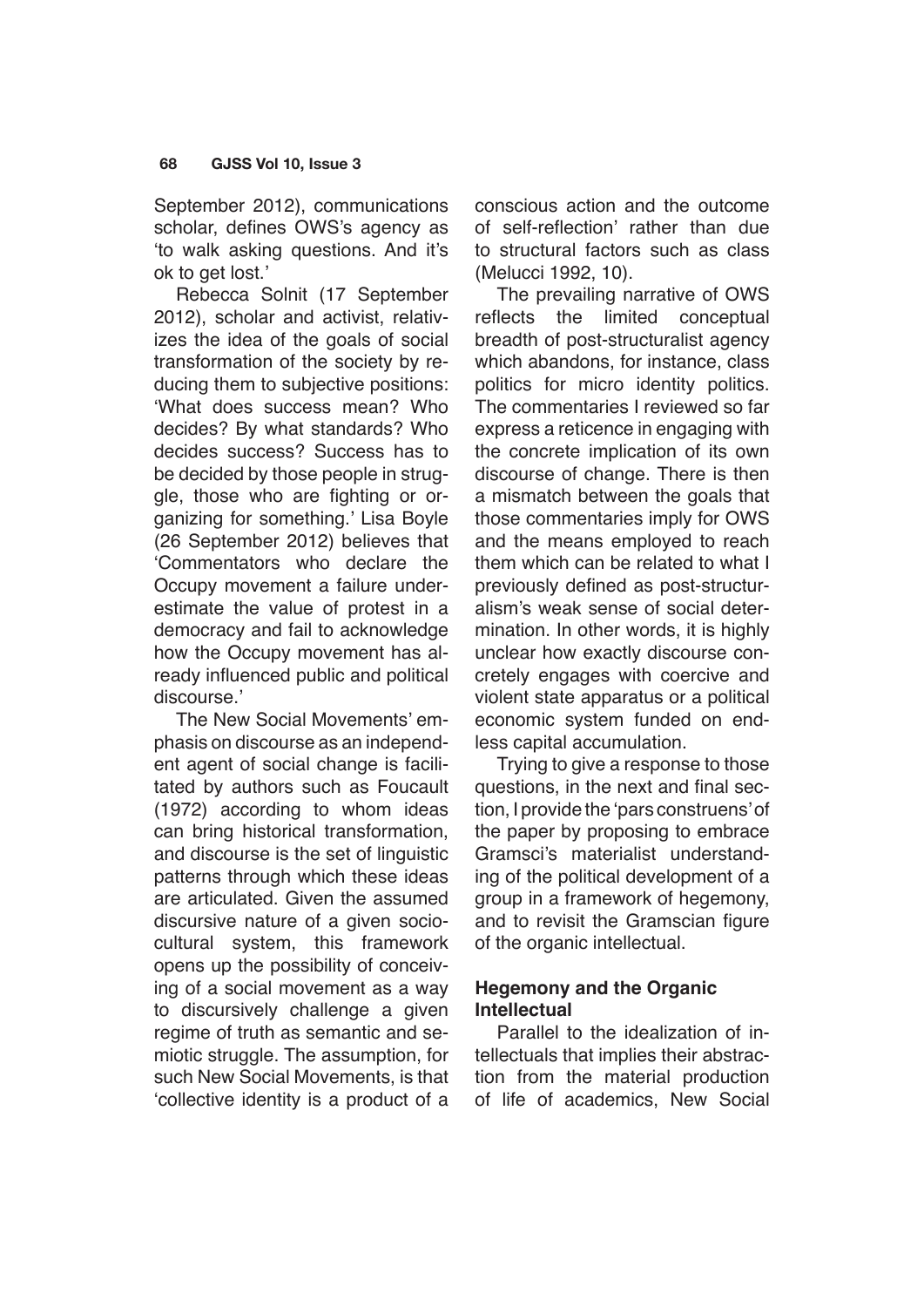September 2012), communications scholar, defines OWS's agency as 'to walk asking questions. And it's ok to get lost.'

Rebecca Solnit (17 September 2012), scholar and activist, relativizes the idea of the goals of social transformation of the society by reducing them to subjective positions: 'What does success mean? Who decides? By what standards? Who decides success? Success has to be decided by those people in struggle, those who are fighting or organizing for something.' Lisa Boyle (26 September 2012) believes that 'Commentators who declare the Occupy movement a failure underestimate the value of protest in a democracy and fail to acknowledge how the Occupy movement has already influenced public and political discourse.'

The New Social Movements' emphasis on discourse as an independent agent of social change is facilitated by authors such as Foucault (1972) according to whom ideas can bring historical transformation, and discourse is the set of linguistic patterns through which these ideas are articulated. Given the assumed discursive nature of a given sociocultural system, this framework opens up the possibility of conceiving of a social movement as a way to discursively challenge a given regime of truth as semantic and semiotic struggle. The assumption, for such New Social Movements, is that 'collective identity is a product of a conscious action and the outcome of self-reflection' rather than due to structural factors such as class (Melucci 1992, 10).

The prevailing narrative of OWS reflects the limited conceptual breadth of post-structuralist agency which abandons, for instance, class politics for micro identity politics. The commentaries I reviewed so far express a reticence in engaging with the concrete implication of its own discourse of change. There is then a mismatch between the goals that those commentaries imply for OWS and the means employed to reach them which can be related to what I previously defined as post-structuralism's weak sense of social determination. In other words, it is highly unclear how exactly discourse concretely engages with coercive and violent state apparatus or a political economic system funded on endless capital accumulation.

Trying to give a response to those questions, in the next and final section, I provide the 'pars construens' of the paper by proposing to embrace Gramsci's materialist understanding of the political development of a group in a framework of hegemony, and to revisit the Gramscian figure of the organic intellectual.

## Hegemony and the Organic Intellectual

Parallel to the idealization of intellectuals that implies their abstraction from the material production of life of academics, New Social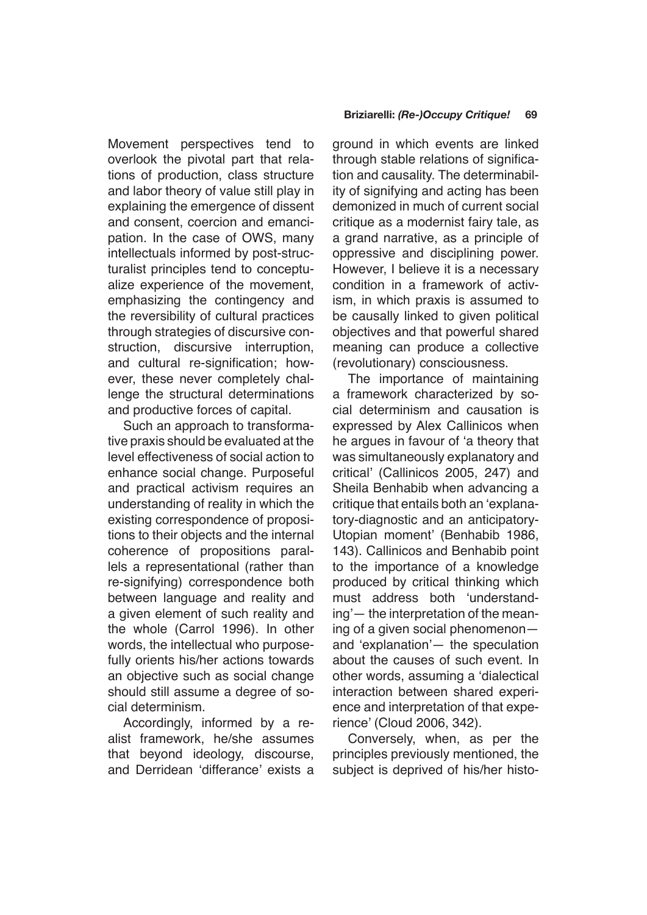Movement perspectives tend to overlook the pivotal part that relations of production, class structure and labor theory of value still play in explaining the emergence of dissent and consent, coercion and emancipation. In the case of OWS, many intellectuals informed by post-structuralist principles tend to conceptualize experience of the movement, emphasizing the contingency and the reversibility of cultural practices through strategies of discursive construction, discursive interruption, and cultural re-signification; however, these never completely challenge the structural determinations and productive forces of capital.

Such an approach to transformative praxis should be evaluated at the level effectiveness of social action to enhance social change. Purposeful and practical activism requires an understanding of reality in which the existing correspondence of propositions to their objects and the internal coherence of propositions parallels a representational (rather than re-signifying) correspondence both between language and reality and a given element of such reality and the whole (Carrol 1996). In other words, the intellectual who purposefully orients his/her actions towards an objective such as social change should still assume a degree of social determinism.

Accordingly, informed by a realist framework, he/she assumes that beyond ideology, discourse, and Derridean 'differance' exists a ground in which events are linked through stable relations of signification and causality. The determinability of signifying and acting has been demonized in much of current social critique as a modernist fairy tale, as a grand narrative, as a principle of oppressive and disciplining power. However, I believe it is a necessary condition in a framework of activism, in which praxis is assumed to be causally linked to given political objectives and that powerful shared meaning can produce a collective (revolutionary) consciousness.

The importance of maintaining a framework characterized by social determinism and causation is expressed by Alex Callinicos when he argues in favour of 'a theory that was simultaneously explanatory and critical' (Callinicos 2005, 247) and Sheila Benhabib when advancing a critique that entails both an 'explanatory-diagnostic and an anticipatory-Utopian moment' (Benhabib 1986, 143). Callinicos and Benhabib point to the importance of a knowledge produced by critical thinking which must address both 'understanding'— the interpretation of the meaning of a given social phenomenon—and 'explanation'— the speculation about the causes of such event. In other words, assuming a 'dialectical interaction between shared experience and interpretation of that experience' (Cloud 2006, 342).

Conversely, when, as per the principles previously mentioned, the subject is deprived of his/her histo-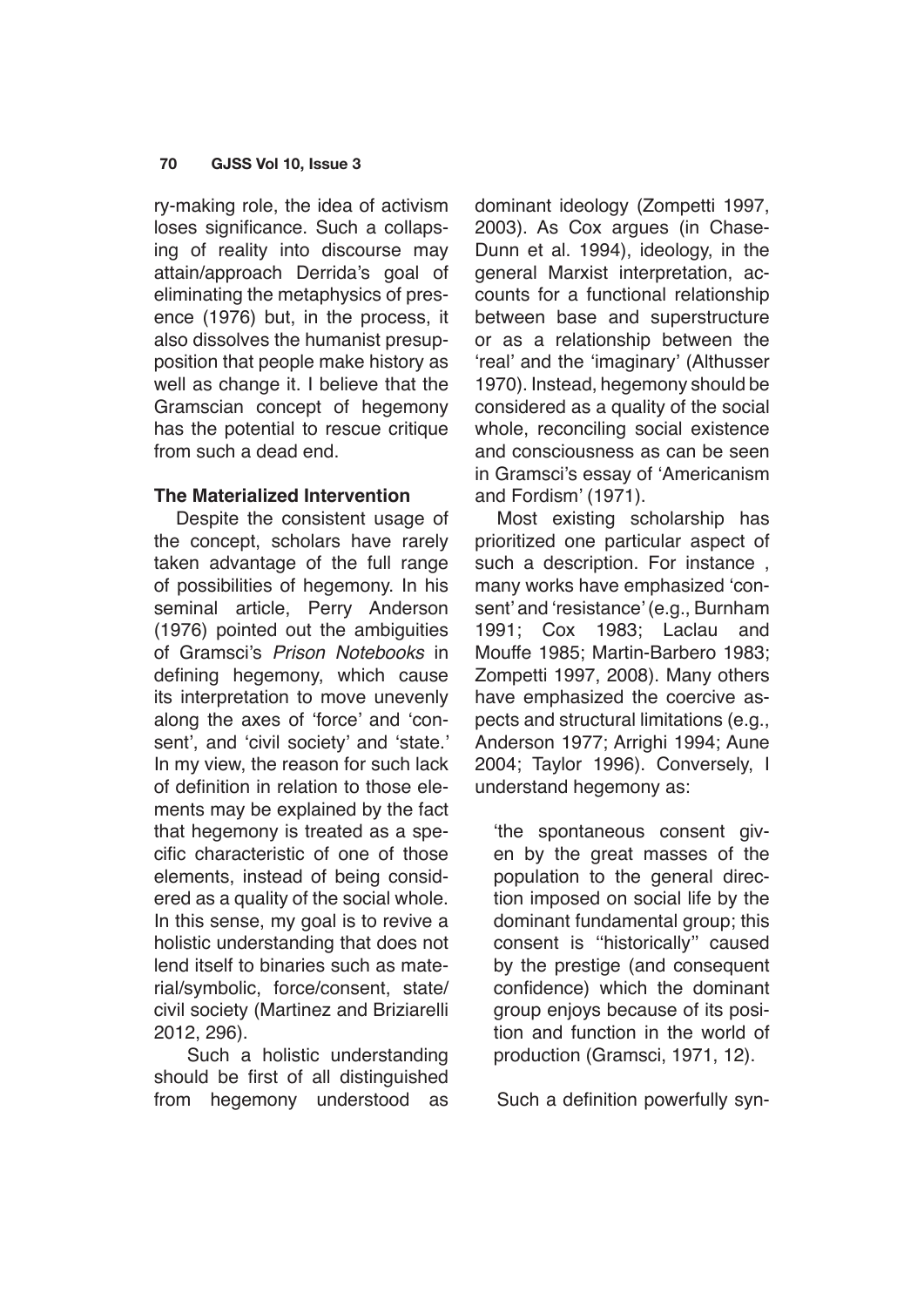ry-making role, the idea of activism loses significance. Such a collapsing of reality into discourse may attain/approach Derrida's goal of eliminating the metaphysics of presence (1976) but, in the process, it also dissolves the humanist presupposition that people make history as well as change it. I believe that the Gramscian concept of hegemony has the potential to rescue critique from such a dead end.

### The Materialized Intervention

Despite the consistent usage of the concept, scholars have rarely taken advantage of the full range of possibilities of hegemony. In his seminal article, Perry Anderson (1976) pointed out the ambiguities of Gramsci's *Prison Notebooks* in defining hegemony, which cause its interpretation to move unevenly along the axes of 'force' and 'consent', and 'civil society' and 'state.' In my view, the reason for such lack of definition in relation to those elements may be explained by the fact that hegemony is treated as a specific characteristic of one of those elements, instead of being considered as a quality of the social whole. In this sense, my goal is to revive a holistic understanding that does not lend itself to binaries such as material/symbolic, force/consent, state/civil society (Martinez and Briziarelli 2012, 296).

Such a holistic understanding should be first of all distinguished from hegemony understood as dominant ideology (Zompetti 1997, 2003). As Cox argues (in Chase-Dunn et al. 1994), ideology, in the general Marxist interpretation, accounts for a functional relationship between base and superstructure or as a relationship between the 'real' and the 'imaginary' (Althusser 1970). Instead, hegemony should be considered as a quality of the social whole, reconciling social existence and consciousness as can be seen in Gramsci's essay of 'Americanism and Fordism' (1971).

Most existing scholarship has prioritized one particular aspect of such a description. For instance , many works have emphasized 'consent' and 'resistance' (e.g., Burnham 1991; Cox 1983; Laclau and Mouffe 1985; Martin-Barbero 1983; Zompetti 1997, 2008). Many others have emphasized the coercive aspects and structural limitations (e.g., Anderson 1977; Arrighi 1994; Aune 2004; Taylor 1996). Conversely, I understand hegemony as:

> 'the spontaneous consent given by the great masses of the population to the general direction imposed on social life by the dominant fundamental group; this consent is "historically" caused by the prestige (and consequent confidence) which the dominant group enjoys because of its position and function in the world of production (Gramsci, 1971, 12).

Such a definition powerfully syn-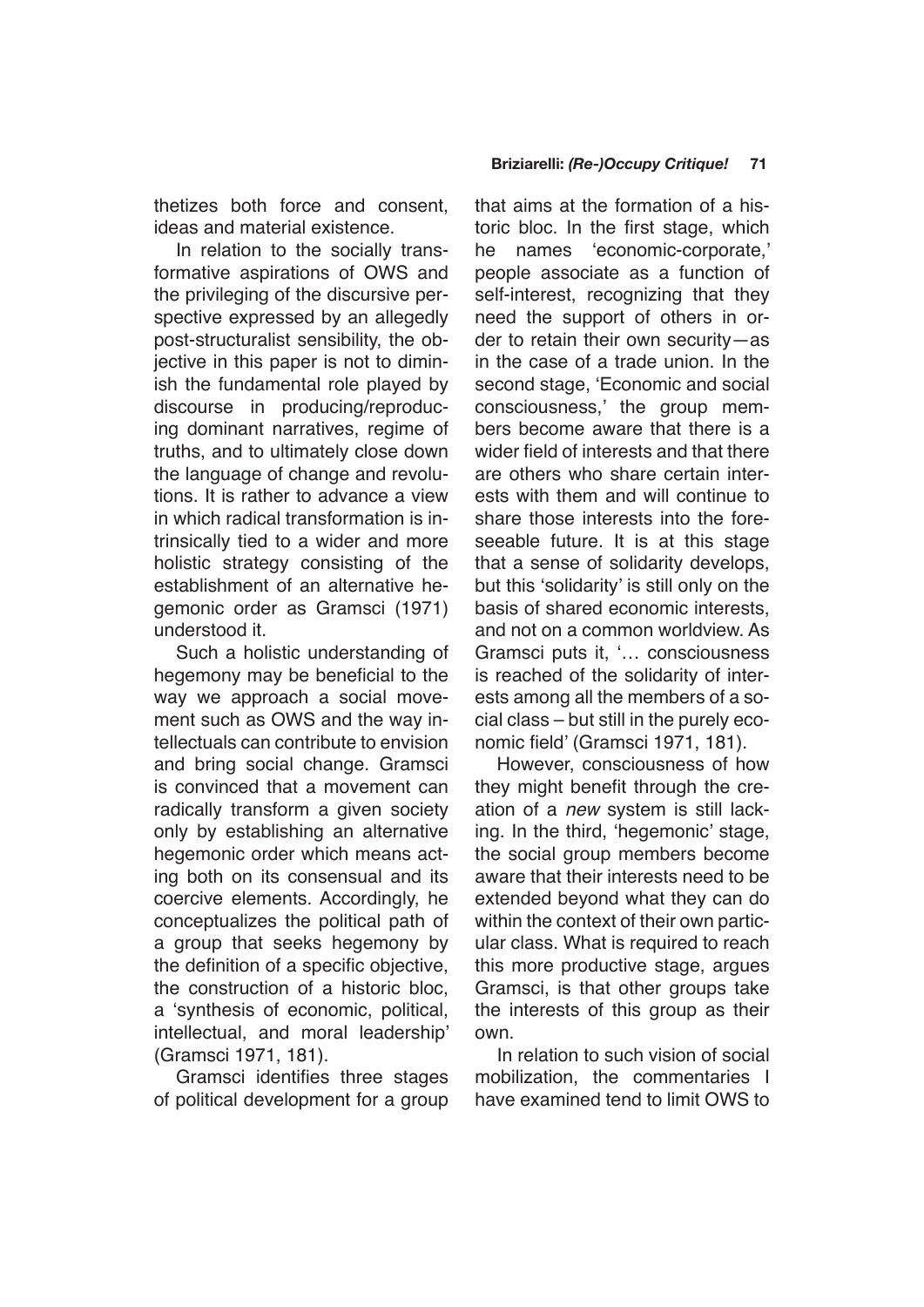thetizes both force and consent, ideas and material existence.

In relation to the socially transformative aspirations of OWS and the privileging of the discursive perspective expressed by an allegedly post-structuralist sensibility, the objective in this paper is not to diminish the fundamental role played by discourse in producing/reproducing dominant narratives, regime of truths, and to ultimately close down the language of change and revolutions. It is rather to advance a view in which radical transformation is intrinsically tied to a wider and more holistic strategy consisting of the establishment of an alternative hegemonic order as Gramsci (1971) understood it.

Such a holistic understanding of hegemony may be beneficial to the way we approach a social movement such as OWS and the way intellectuals can contribute to envision and bring social change. Gramsci is convinced that a movement can radically transform a given society only by establishing an alternative hegemonic order which means acting both on its consensual and its coercive elements. Accordingly, he conceptualizes the political path of a group that seeks hegemony by the definition of a specific objective, the construction of a historic bloc, a 'synthesis of economic, political, intellectual, and moral leadership' (Gramsci 1971, 181).

Gramsci identifies three stages of political development for a group that aims at the formation of a historic bloc. In the first stage, which he names 'economic-corporate,' people associate as a function of self-interest, recognizing that they need the support of others in order to retain their own security—as in the case of a trade union. In the second stage, 'Economic and social consciousness,' the group members become aware that there is a wider field of interests and that there are others who share certain interests with them and will continue to share those interests into the foreseeable future. It is at this stage that a sense of solidarity develops, but this 'solidarity' is still only on the basis of shared economic interests, and not on a common worldview. As Gramsci puts it, '… consciousness is reached of the solidarity of interests among all the members of a social class – but still in the purely economic field' (Gramsci 1971, 181).

However, consciousness of how they might benefit through the creation of a *new* system is still lacking. In the third, 'hegemonic' stage, the social group members become aware that their interests need to be extended beyond what they can do within the context of their own particular class. What is required to reach this more productive stage, argues Gramsci, is that other groups take the interests of this group as their own.

In relation to such vision of social mobilization, the commentaries I have examined tend to limit OWS to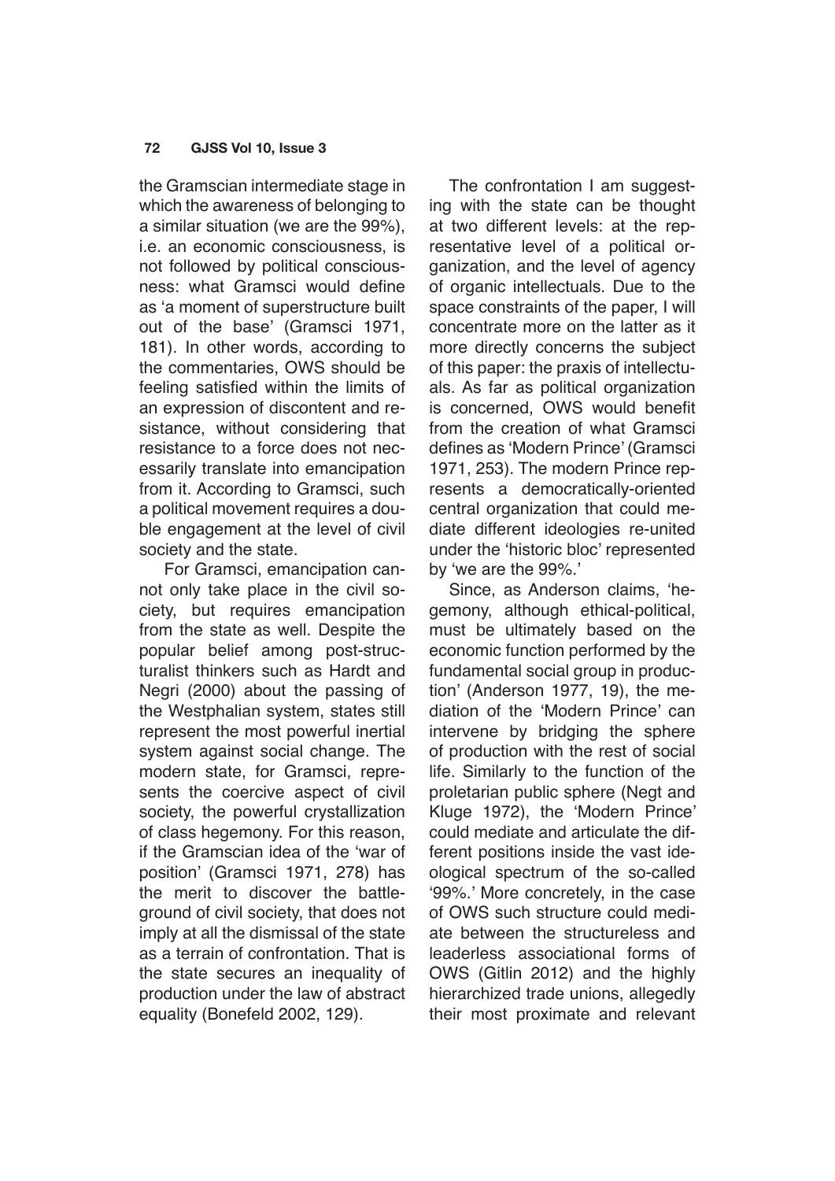the Gramscian intermediate stage in which the awareness of belonging to a similar situation (we are the 99%), i.e. an economic consciousness, is not followed by political consciousness: what Gramsci would define as 'a moment of superstructure built out of the base' (Gramsci 1971, 181). In other words, according to the commentaries, OWS should be feeling satisfied within the limits of an expression of discontent and resistance, without considering that resistance to a force does not necessarily translate into emancipation from it. According to Gramsci, such a political movement requires a double engagement at the level of civil society and the state.

For Gramsci, emancipation cannot only take place in the civil society, but requires emancipation from the state as well. Despite the popular belief among post-structuralist thinkers such as Hardt and Negri (2000) about the passing of the Westphalian system, states still represent the most powerful inertial system against social change. The modern state, for Gramsci, represents the coercive aspect of civil society, the powerful crystallization of class hegemony. For this reason, if the Gramscian idea of the 'war of position' (Gramsci 1971, 278) has the merit to discover the battleground of civil society, that does not imply at all the dismissal of the state as a terrain of confrontation. That is the state secures an inequality of production under the law of abstract equality (Bonefeld 2002, 129).

The confrontation I am suggesting with the state can be thought at two different levels: at the representative level of a political organization, and the level of agency of organic intellectuals. Due to the space constraints of the paper, I will concentrate more on the latter as it more directly concerns the subject of this paper: the praxis of intellectuals. As far as political organization is concerned, OWS would benefit from the creation of what Gramsci defines as 'Modern Prince' (Gramsci 1971, 253). The modern Prince represents a democratically-oriented central organization that could mediate different ideologies re-united under the 'historic bloc' represented by 'we are the 99%.'

Since, as Anderson claims, 'hegemony, although ethical-political, must be ultimately based on the economic function performed by the fundamental social group in production' (Anderson 1977, 19), the mediation of the 'Modern Prince' can intervene by bridging the sphere of production with the rest of social life. Similarly to the function of the proletarian public sphere (Negt and Kluge 1972), the 'Modern Prince' could mediate and articulate the different positions inside the vast ideological spectrum of the so-called '99%.' More concretely, in the case of OWS such structure could mediate between the structureless and leaderless associational forms of OWS (Gitlin 2012) and the highly hierarchized trade unions, allegedly their most proximate and relevant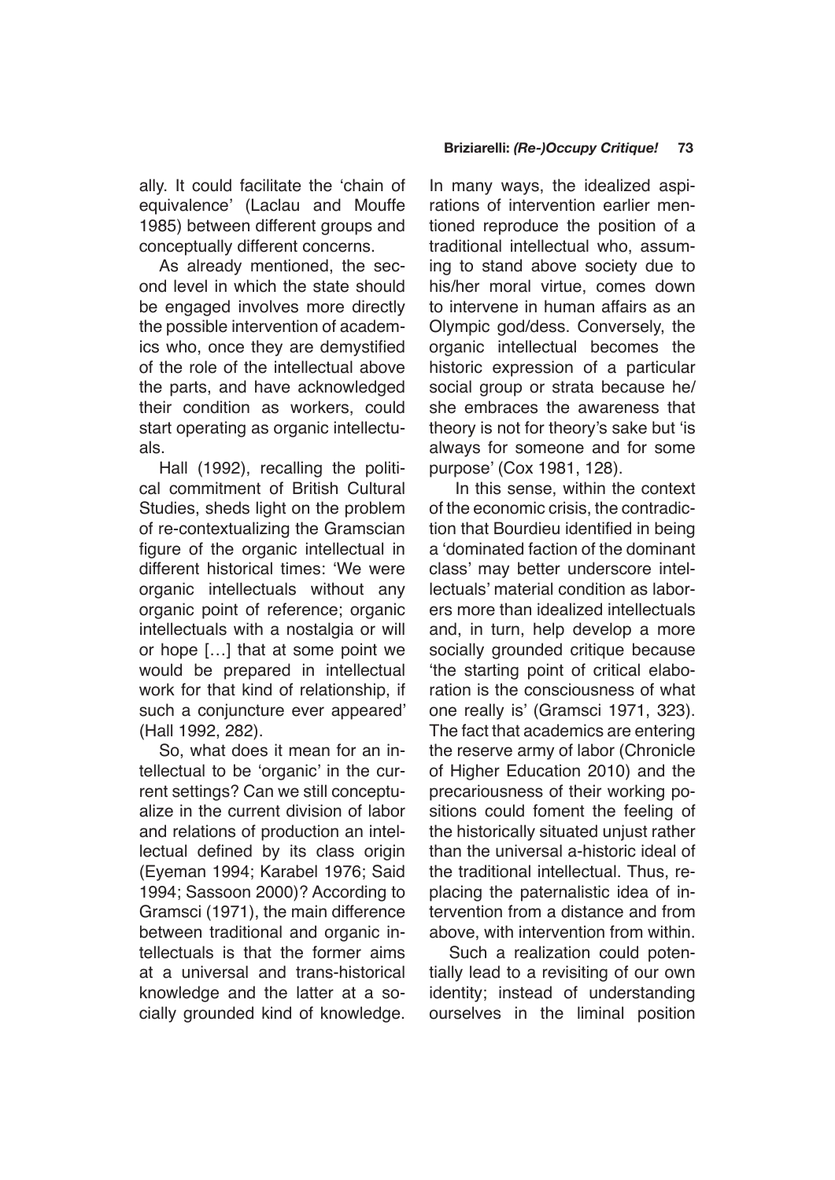ally. It could facilitate the 'chain of equivalence' (Laclau and Mouffe 1985) between different groups and conceptually different concerns.

As already mentioned, the second level in which the state should be engaged involves more directly the possible intervention of academics who, once they are demystified of the role of the intellectual above the parts, and have acknowledged their condition as workers, could start operating as organic intellectuals.

Hall (1992), recalling the political commitment of British Cultural Studies, sheds light on the problem of re-contextualizing the Gramscian figure of the organic intellectual in different historical times: 'We were organic intellectuals without any organic point of reference; organic intellectuals with a nostalgia or will or hope […] that at some point we would be prepared in intellectual work for that kind of relationship, if such a conjuncture ever appeared' (Hall 1992, 282).

So, what does it mean for an intellectual to be 'organic' in the current settings? Can we still conceptualize in the current division of labor and relations of production an intellectual defined by its class origin (Eyeman 1994; Karabel 1976; Said 1994; Sassoon 2000)? According to Gramsci (1971), the main difference between traditional and organic intellectuals is that the former aims at a universal and trans-historical knowledge and the latter at a socially grounded kind of knowledge. In many ways, the idealized aspirations of intervention earlier mentioned reproduce the position of a traditional intellectual who, assuming to stand above society due to his/her moral virtue, comes down to intervene in human affairs as an Olympic god/dess. Conversely, the organic intellectual becomes the historic expression of a particular social group or strata because he/she embraces the awareness that theory is not for theory's sake but 'is always for someone and for some purpose' (Cox 1981, 128).

In this sense, within the context of the economic crisis, the contradiction that Bourdieu identified in being a 'dominated faction of the dominant class' may better underscore intellectuals' material condition as laborers more than idealized intellectuals and, in turn, help develop a more socially grounded critique because 'the starting point of critical elaboration is the consciousness of what one really is' (Gramsci 1971, 323). The fact that academics are entering the reserve army of labor (Chronicle of Higher Education 2010) and the precariousness of their working positions could foment the feeling of the historically situated unjust rather than the universal a-historic ideal of the traditional intellectual. Thus, replacing the paternalistic idea of intervention from a distance and from above, with intervention from within.

Such a realization could potentially lead to a revisiting of our own identity; instead of understanding ourselves in the liminal position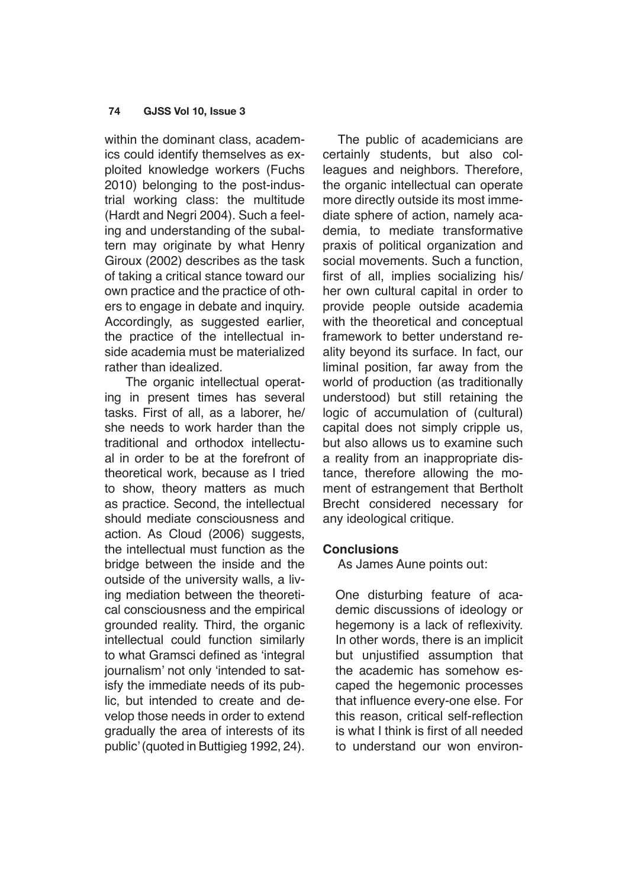within the dominant class, academics could identify themselves as exploited knowledge workers (Fuchs 2010) belonging to the post-industrial working class: the multitude (Hardt and Negri 2004). Such a feeling and understanding of the subaltern may originate by what Henry Giroux (2002) describes as the task of taking a critical stance toward our own practice and the practice of others to engage in debate and inquiry. Accordingly, as suggested earlier, the practice of the intellectual inside academia must be materialized rather than idealized.

The organic intellectual operating in present times has several tasks. First of all, as a laborer, he/she needs to work harder than the traditional and orthodox intellectual in order to be at the forefront of theoretical work, because as I tried to show, theory matters as much as practice. Second, the intellectual should mediate consciousness and action. As Cloud (2006) suggests, the intellectual must function as the bridge between the inside and the outside of the university walls, a living mediation between the theoretical consciousness and the empirical grounded reality. Third, the organic intellectual could function similarly to what Gramsci defined as 'integral journalism' not only 'intended to satisfy the immediate needs of its public, but intended to create and develop those needs in order to extend gradually the area of interests of its public' (quoted in Buttigieg 1992, 24).

The public of academicians are certainly students, but also colleagues and neighbors. Therefore, the organic intellectual can operate more directly outside its most immediate sphere of action, namely academia, to mediate transformative praxis of political organization and social movements. Such a function, first of all, implies socializing his/her own cultural capital in order to provide people outside academia with the theoretical and conceptual framework to better understand reality beyond its surface. In fact, our liminal position, far away from the world of production (as traditionally understood) but still retaining the logic of accumulation of (cultural) capital does not simply cripple us, but also allows us to examine such a reality from an inappropriate distance, therefore allowing the moment of estrangement that Bertholt Brecht considered necessary for any ideological critique.

## Conclusions

As James Aune points out:

> One disturbing feature of academic discussions of ideology or hegemony is a lack of reflexivity. In other words, there is an implicit but unjustified assumption that the academic has somehow escaped the hegemonic processes that influence every-one else. For this reason, critical self-reflection is what I think is first of all needed to understand our won environ-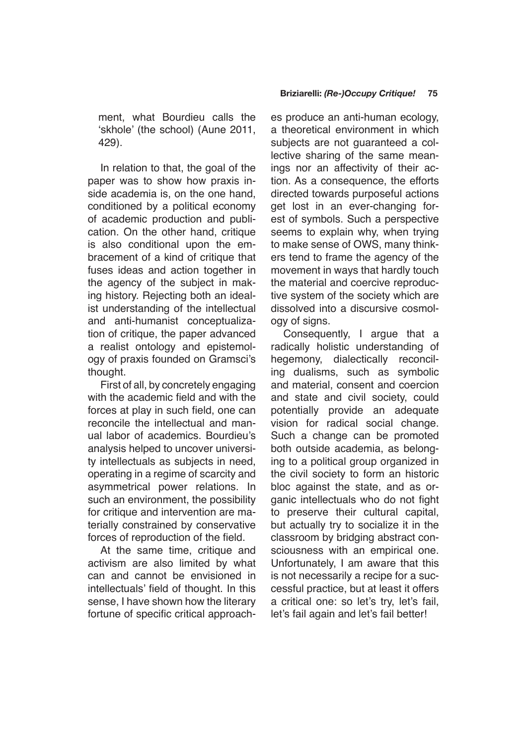ment, what Bourdieu calls the 'skhole' (the school) (Aune 2011, 429).

In relation to that, the goal of the paper was to show how praxis inside academia is, on the one hand, conditioned by a political economy of academic production and publication. On the other hand, critique is also conditional upon the embracement of a kind of critique that fuses ideas and action together in the agency of the subject in making history. Rejecting both an idealist understanding of the intellectual and anti-humanist conceptualization of critique, the paper advanced a realist ontology and epistemology of praxis founded on Gramsci's thought.

First of all, by concretely engaging with the academic field and with the forces at play in such field, one can reconcile the intellectual and manual labor of academics. Bourdieu's analysis helped to uncover university intellectuals as subjects in need, operating in a regime of scarcity and asymmetrical power relations. In such an environment, the possibility for critique and intervention are materially constrained by conservative forces of reproduction of the field.

At the same time, critique and activism are also limited by what can and cannot be envisioned in intellectuals' field of thought. In this sense, I have shown how the literary fortune of specific critical approaches produce an anti-human ecology, a theoretical environment in which subjects are not guaranteed a collective sharing of the same meanings nor an affectivity of their action. As a consequence, the efforts directed towards purposeful actions get lost in an ever-changing forest of symbols. Such a perspective seems to explain why, when trying to make sense of OWS, many thinkers tend to frame the agency of the movement in ways that hardly touch the material and coercive reproductive system of the society which are dissolved into a discursive cosmology of signs.

Consequently, I argue that a radically holistic understanding of hegemony, dialectically reconciling dualisms, such as symbolic and material, consent and coercion and state and civil society, could potentially provide an adequate vision for radical social change. Such a change can be promoted both outside academia, as belonging to a political group organized in the civil society to form an historic bloc against the state, and as organic intellectuals who do not fight to preserve their cultural capital, but actually try to socialize it in the classroom by bridging abstract consciousness with an empirical one. Unfortunately, I am aware that this is not necessarily a recipe for a successful practice, but at least it offers a critical one: so let's try, let's fail, let's fail again and let's fail better!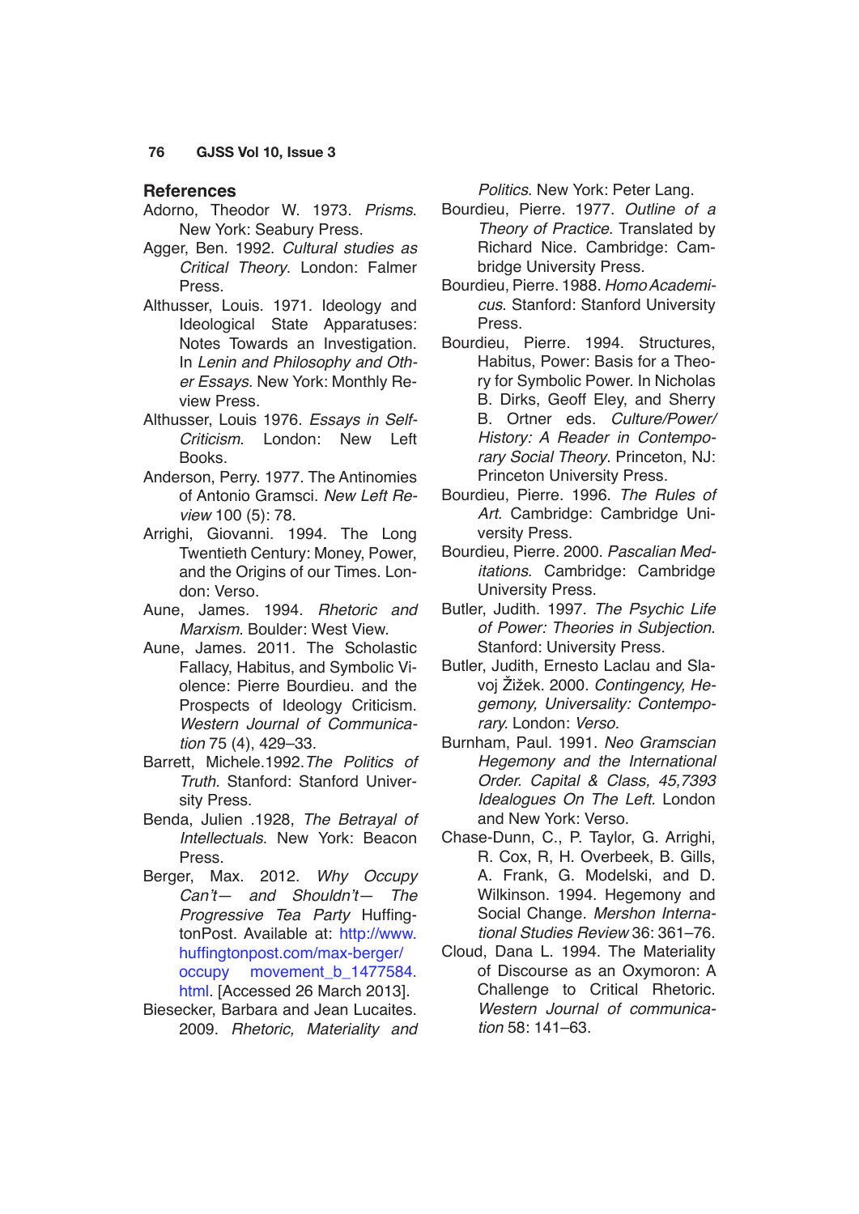## References

Adorno, Theodor W. 1973. *Prisms*. New York: Seabury Press.

Agger, Ben. 1992. *Cultural studies as Critical Theory*. London: Falmer Press.

Althusser, Louis. 1971. Ideology and Ideological State Apparatuses: Notes Towards an Investigation. In *Lenin and Philosophy and Other Essays*. New York: Monthly Review Press.

Althusser, Louis 1976. *Essays in Self-Criticism*. London: New Left Books.

Anderson, Perry. 1977. The Antinomies of Antonio Gramsci. *New Left Review* 100 (5): 78.

Arrighi, Giovanni. 1994. The Long Twentieth Century: Money, Power, and the Origins of our Times. London: Verso.

Aune, James. 1994. *Rhetoric and Marxism*. Boulder: West View.

Aune, James. 2011. The Scholastic Fallacy, Habitus, and Symbolic Violence: Pierre Bourdieu. and the Prospects of Ideology Criticism. *Western Journal of Communication* 75 (4), 429–33.

Barrett, Michele.1992.*The Politics of Truth*. Stanford: Stanford University Press.

Benda, Julien .1928, *The Betrayal of Intellectuals*. New York: Beacon Press.

Berger, Max. 2012. *Why Occupy Can't— and Shouldn't— The Progressive Tea Party* HuffingtonPost. Available at: http://www.huffingtonpost.com/max-berger/occupy movement_b_1477584.html. [Accessed 26 March 2013].

Biesecker, Barbara and Jean Lucaites. 2009. *Rhetoric, Materiality and Politics*. New York: Peter Lang.

Bourdieu, Pierre. 1977. *Outline of a Theory of Practice*. Translated by Richard Nice. Cambridge: Cambridge University Press.

Bourdieu, Pierre. 1988. *Homo Academicus*. Stanford: Stanford University Press.

Bourdieu, Pierre. 1994. Structures, Habitus, Power: Basis for a Theory for Symbolic Power. In Nicholas B. Dirks, Geoff Eley, and Sherry B. Ortner eds. *Culture/Power/History: A Reader in Contemporary Social Theory*. Princeton, NJ: Princeton University Press.

Bourdieu, Pierre. 1996. *The Rules of Art*. Cambridge: Cambridge University Press.

Bourdieu, Pierre. 2000. *Pascalian Meditations*. Cambridge: Cambridge University Press.

Butler, Judith. 1997. *The Psychic Life of Power: Theories in Subjection*. Stanford: University Press.

Butler, Judith, Ernesto Laclau and Slavoj Žižek. 2000. *Contingency, Hegemony, Universality: Contemporary*. London: *Verso*.

Burnham, Paul. 1991. *Neo Gramscian Hegemony and the International Order. Capital & Class, 45,7393 Idealogues On The Left*. London and New York: Verso.

Chase-Dunn, C., P. Taylor, G. Arrighi, R. Cox, R, H. Overbeek, B. Gills, A. Frank, G. Modelski, and D. Wilkinson. 1994. Hegemony and Social Change. *Mershon International Studies Review* 36: 361–76.

Cloud, Dana L. 1994. The Materiality of Discourse as an Oxymoron: A Challenge to Critical Rhetoric. *Western Journal of communication* 58: 141–63.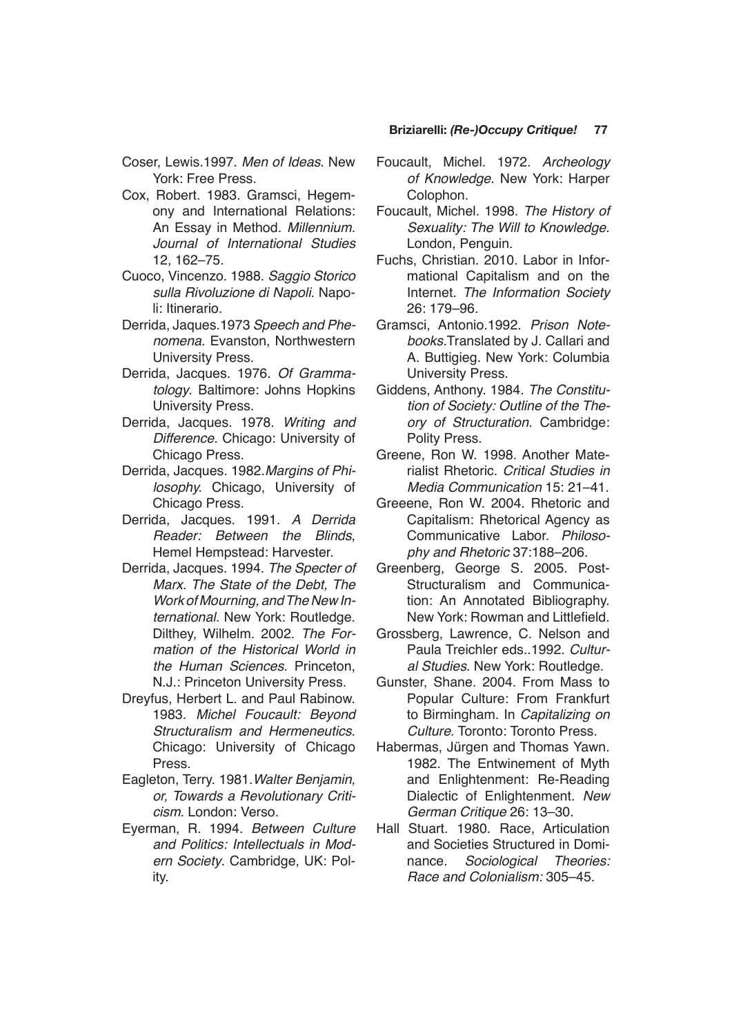Coser, Lewis.1997. *Men of Ideas*. New York: Free Press.

Cox, Robert. 1983. Gramsci, Hegemony and International Relations: An Essay in Method. *Millennium. Journal of International Studies* 12, 162–75.

Cuoco, Vincenzo. 1988. *Saggio Storico sulla Rivoluzione di Napoli*. Napoli: Itinerario.

Derrida, Jaques.1973 *Speech and Phenomena*. Evanston, Northwestern University Press.

Derrida, Jacques. 1976. *Of Grammatology*. Baltimore: Johns Hopkins University Press.

Derrida, Jacques. 1978. *Writing and Difference*. Chicago: University of Chicago Press.

Derrida, Jacques. 1982.*Margins of Philosophy.* Chicago, University of Chicago Press.

Derrida, Jacques. 1991. *A Derrida Reader: Between the Blinds*, Hemel Hempstead: Harvester.

Derrida, Jacques. 1994. *The Specter of Marx. The State of the Debt, The Work of Mourning, and The New International*. New York: Routledge. Dilthey, Wilhelm. 2002. *The Formation of the Historical World in the Human Sciences.* Princeton, N.J.: Princeton University Press.

Dreyfus, Herbert L. and Paul Rabinow. 1983. *Michel Foucault: Beyond Structuralism and Hermeneutics*. Chicago: University of Chicago Press.

Eagleton, Terry. 1981.*Walter Benjamin, or, Towards a Revolutionary Criticism*. London: Verso.

Eyerman, R. 1994. *Between Culture and Politics: Intellectuals in Modern Society*. Cambridge, UK: Polity.

Foucault, Michel. 1972. *Archeology of Knowledge*. New York: Harper Colophon.

Foucault, Michel. 1998. *The History of Sexuality: The Will to Knowledge*. London, Penguin.

Fuchs, Christian. 2010. Labor in Informational Capitalism and on the Internet. *The Information Society* 26: 179–96.

Gramsci, Antonio.1992. *Prison Notebooks*.Translated by J. Callari and A. Buttigieg. New York: Columbia University Press.

Giddens, Anthony. 1984. *The Constitution of Society: Outline of the Theory of Structuration*. Cambridge: Polity Press.

Greene, Ron W. 1998. Another Materialist Rhetoric. *Critical Studies in Media Communication* 15: 21–41.

Greeene, Ron W. 2004. Rhetoric and Capitalism: Rhetorical Agency as Communicative Labor. *Philosophy and Rhetoric* 37:188–206.

Greenberg, George S. 2005. Post-Structuralism and Communication: An Annotated Bibliography. New York: Rowman and Littlefield.

Grossberg, Lawrence, C. Nelson and Paula Treichler eds..1992. *Cultural Studies*. New York: Routledge.

Gunster, Shane. 2004. From Mass to Popular Culture: From Frankfurt to Birmingham. In *Capitalizing on Culture*. Toronto: Toronto Press.

Habermas, Jürgen and Thomas Yawn. 1982. The Entwinement of Myth and Enlightenment: Re-Reading Dialectic of Enlightenment. *New German Critique* 26: 13–30.

Hall Stuart. 1980. Race, Articulation and Societies Structured in Dominance. *Sociological Theories: Race and Colonialism:* 305–45.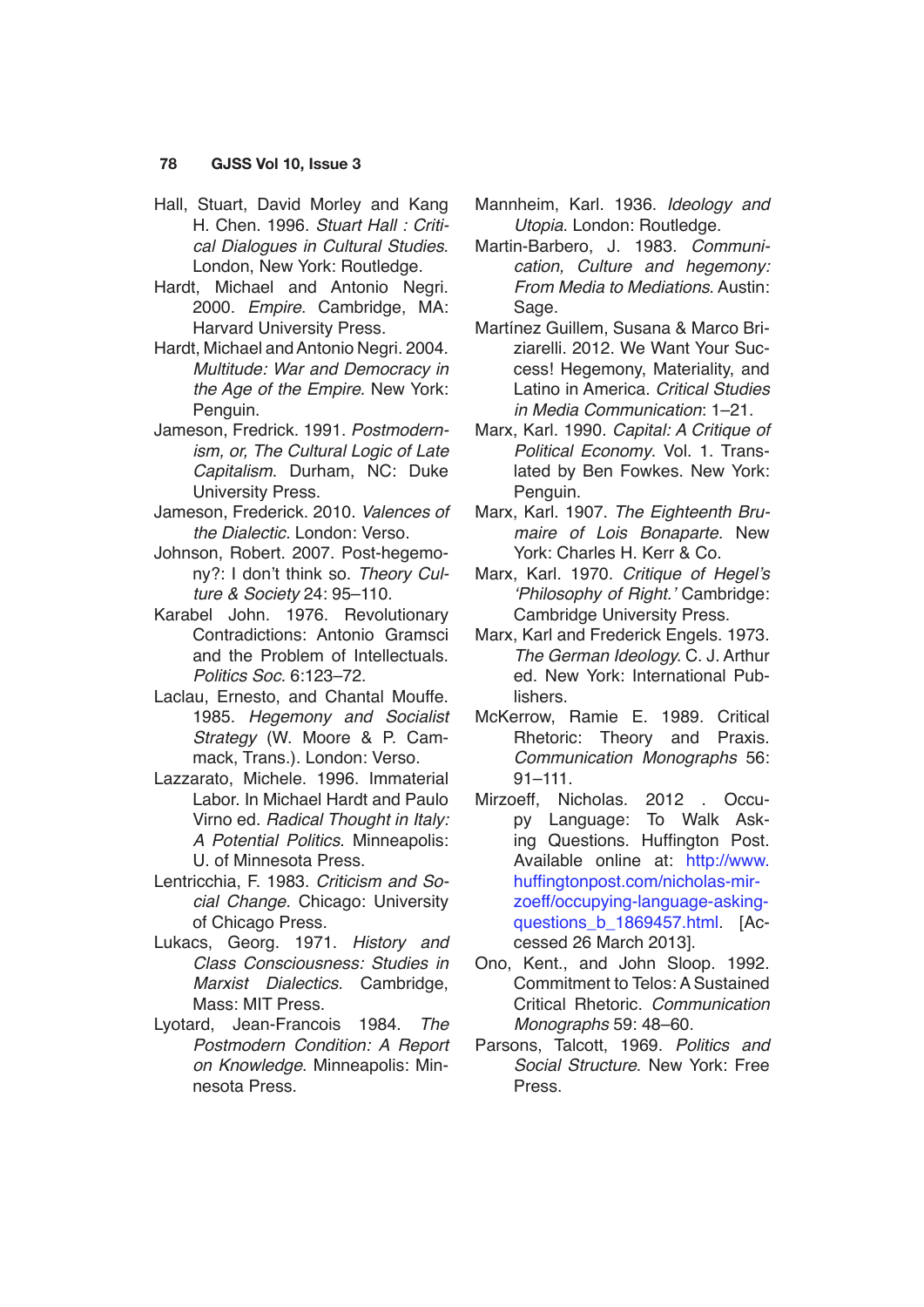Hall, Stuart, David Morley and Kang H. Chen. 1996. *Stuart Hall : Critical Dialogues in Cultural Studies*. London, New York: Routledge.

Hardt, Michael and Antonio Negri. 2000. *Empire*. Cambridge, MA: Harvard University Press.

Hardt, Michael and Antonio Negri. 2004. *Multitude: War and Democracy in the Age of the Empire*. New York: Penguin.

Jameson, Fredrick. 1991. *Postmodernism, or, The Cultural Logic of Late Capitalism*. Durham, NC: Duke University Press.

Jameson, Frederick. 2010. *Valences of the Dialectic*. London: Verso.

Johnson, Robert. 2007. Post-hegemony?: I don't think so. *Theory Culture & Society* 24: 95–110.

Karabel John. 1976. Revolutionary Contradictions: Antonio Gramsci and the Problem of Intellectuals. *Politics Soc*. 6:123–72.

Laclau, Ernesto, and Chantal Mouffe. 1985. *Hegemony and Socialist Strategy* (W. Moore & P. Cammack, Trans.). London: Verso.

Lazzarato, Michele. 1996. Immaterial Labor. In Michael Hardt and Paulo Virno ed. *Radical Thought in Italy: A Potential Politics*. Minneapolis: U. of Minnesota Press.

Lentricchia, F. 1983. *Criticism and Social Change*. Chicago: University of Chicago Press.

Lukacs, Georg. 1971. *History and Class Consciousness: Studies in Marxist Dialectics*. Cambridge, Mass: MIT Press.

Lyotard, Jean-Francois 1984. *The Postmodern Condition: A Report on Knowledge*. Minneapolis: Minnesota Press.

Mannheim, Karl. 1936. *Ideology and Utopia*. London: Routledge.

Martin-Barbero, J. 1983. *Communication, Culture and hegemony: From Media to Mediations*. Austin: Sage.

Martínez Guillem, Susana & Marco Briziarelli. 2012. We Want Your Success! Hegemony, Materiality, and Latino in America. *Critical Studies in Media Communication*: 1–21.

Marx, Karl. 1990. *Capital: A Critique of Political Economy*. Vol. 1. Translated by Ben Fowkes. New York: Penguin.

Marx, Karl. 1907. *The Eighteenth Brumaire of Lois Bonaparte.* New York: Charles H. Kerr & Co.

Marx, Karl. 1970. *Critique of Hegel's 'Philosophy of Right.'* Cambridge: Cambridge University Press.

Marx, Karl and Frederick Engels. 1973. *The German Ideology.* C. J. Arthur ed. New York: International Publishers.

McKerrow, Ramie E. 1989. Critical Rhetoric: Theory and Praxis. *Communication Monographs* 56: 91–111.

Mirzoeff, Nicholas. 2012 . Occupy Language: To Walk Asking Questions. Huffington Post. Available online at: http://www.huffingtonpost.com/nicholas-mirzoeff/occupying-language-asking-questions_b_1869457.html. [Accessed 26 March 2013].

Ono, Kent., and John Sloop. 1992. Commitment to Telos: A Sustained Critical Rhetoric. *Communication Monographs* 59: 48–60.

Parsons, Talcott, 1969. *Politics and Social Structure*. New York: Free Press.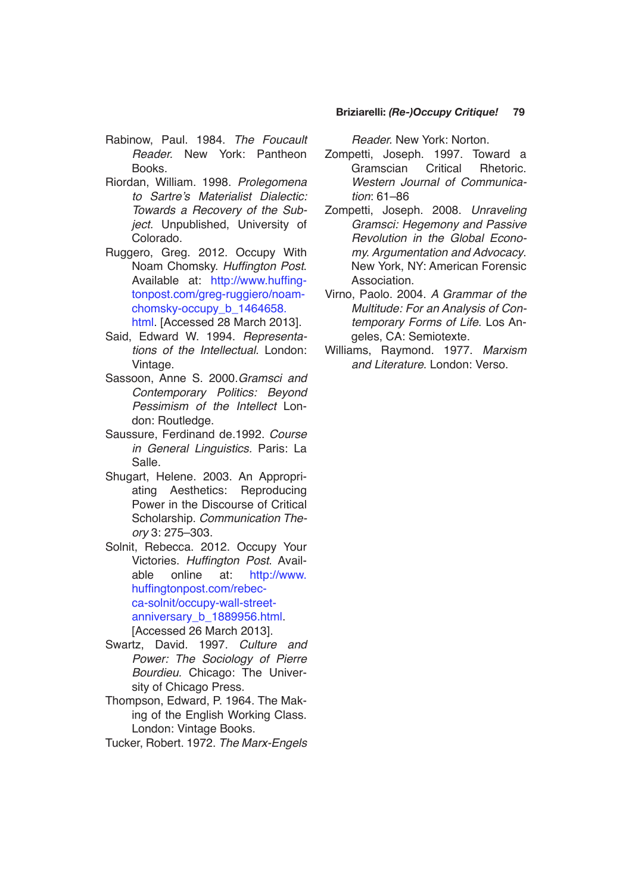Rabinow, Paul. 1984. *The Foucault Reader.* New York: Pantheon Books.

Riordan, William. 1998. *Prolegomena to Sartre's Materialist Dialectic: Towards a Recovery of the Subject.* Unpublished, University of Colorado.

Ruggero, Greg. 2012. Occupy With Noam Chomsky. *Huffington Post*. Available at: http://www.huffingtonpost.com/greg-ruggiero/noam-chomsky-occupy_b_1464658.html. [Accessed 28 March 2013].

Said, Edward W. 1994. *Representations of the Intellectual.* London: Vintage.

Sassoon, Anne S. 2000.*Gramsci and Contemporary Politics: Beyond Pessimism of the Intellect* London: Routledge.

Saussure, Ferdinand de.1992. *Course in General Linguistics.* Paris: La Salle.

Shugart, Helene. 2003. An Appropriating Aesthetics: Reproducing Power in the Discourse of Critical Scholarship. *Communication Theory* 3: 275–303.

Solnit, Rebecca. 2012. Occupy Your Victories. *Huffington Post*. Available online at: http://www.huffingtonpost.com/rebecca-solnit/occupy-wall-street-anniversary_b_1889956.html. [Accessed 26 March 2013].

Swartz, David. 1997. *Culture and Power: The Sociology of Pierre Bourdieu.* Chicago: The University of Chicago Press.

Thompson, Edward, P. 1964. The Making of the English Working Class. London: Vintage Books.

Tucker, Robert. 1972. *The Marx-Engels Reader*. New York: Norton.

Zompetti, Joseph. 1997. Toward a Gramscian Critical Rhetoric. *Western Journal of Communication*: 61–86

Zompetti, Joseph. 2008. *Unraveling Gramsci: Hegemony and Passive Revolution in the Global Economy. Argumentation and Advocacy*. New York, NY: American Forensic Association.

Virno, Paolo. 2004. *A Grammar of the Multitude: For an Analysis of Contemporary Forms of Life.* Los Angeles, CA: Semiotexte.

Williams, Raymond. 1977. *Marxism and Literature*. London: Verso.